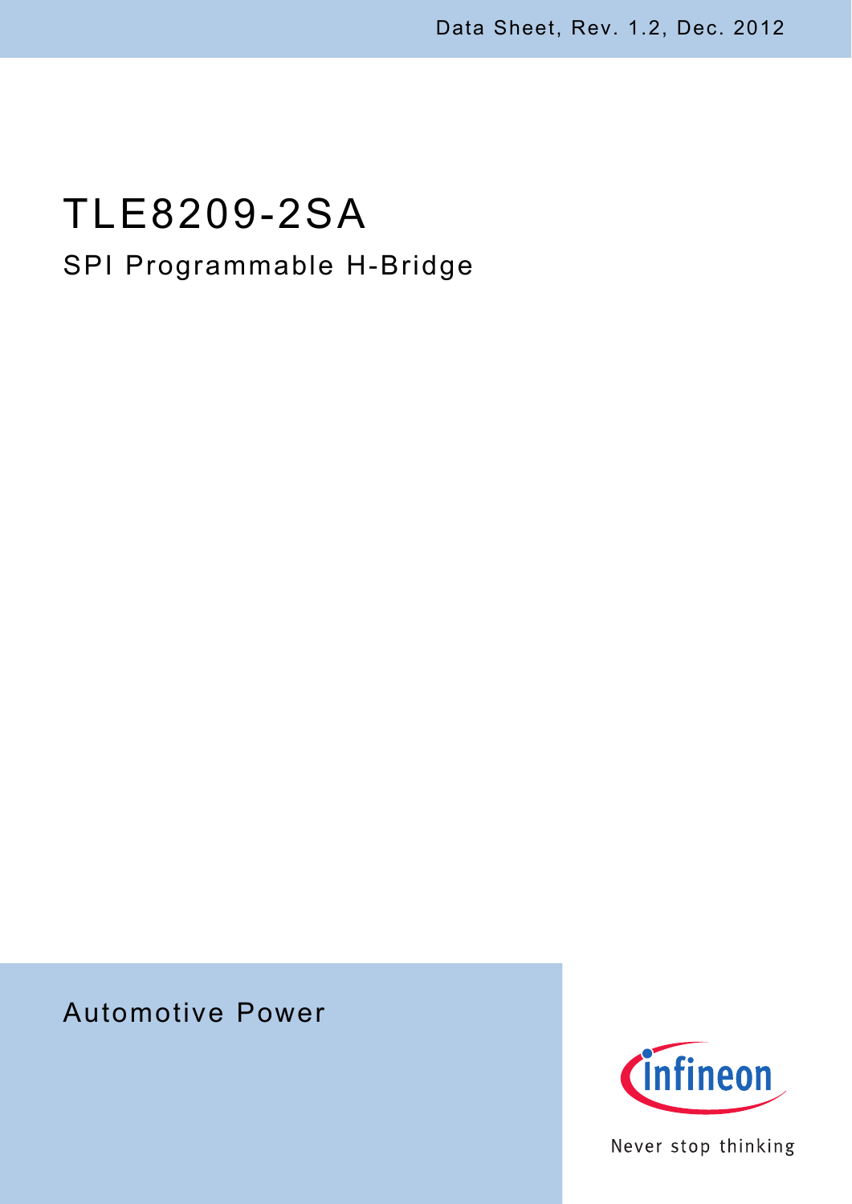Data Sheet, Rev. 1.2, Dec. 2012

# TLE8209-2SA

## SPI Programmable H-Bridge

Automotive Power

Never stop thinking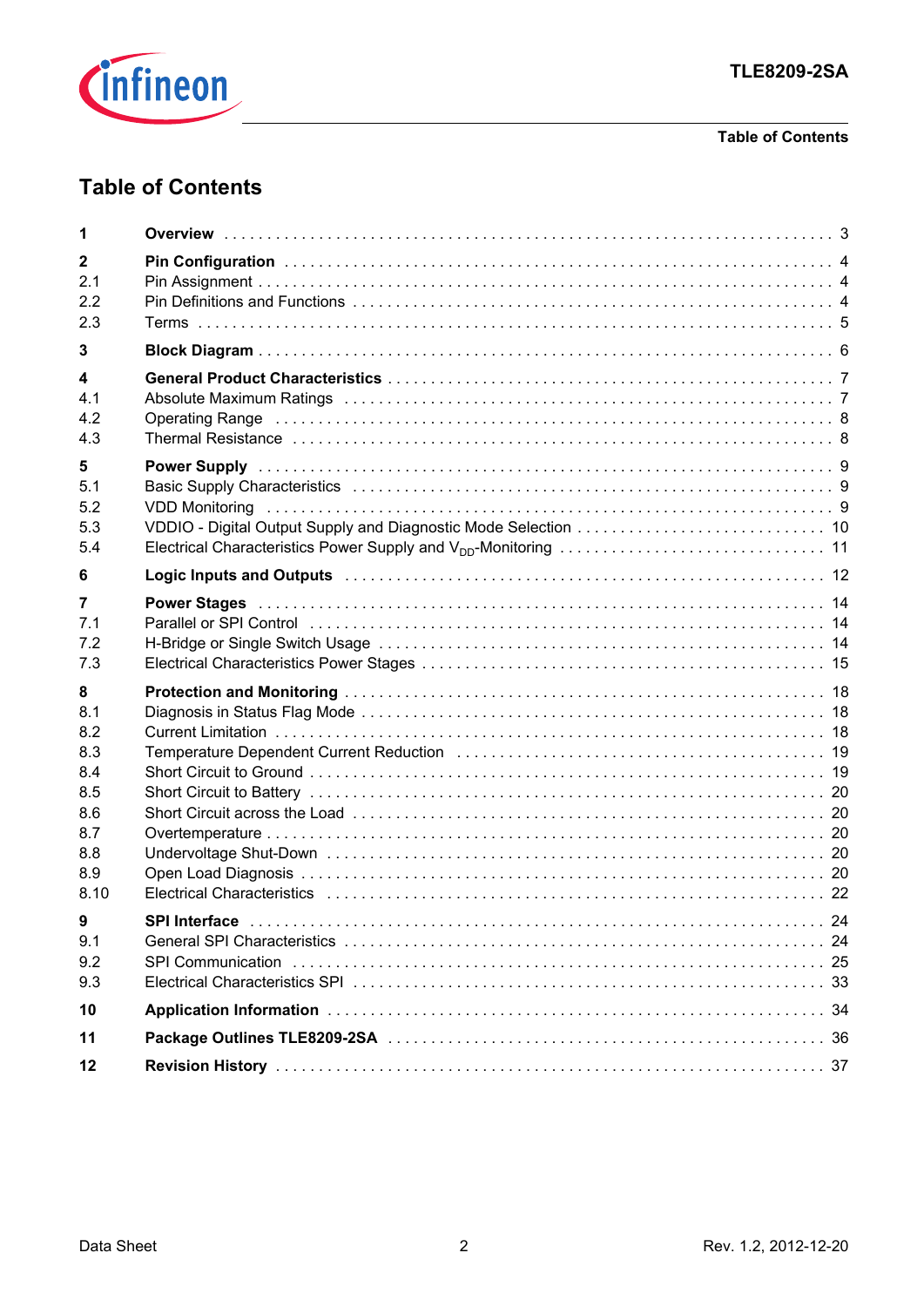# Table of Contents

| | | |
|---|---|---|
| **1** | **Overview** | 3 |
| **2** | **Pin Configuration** | 4 |
| 2.1 | Pin Assignment | 4 |
| 2.2 | Pin Definitions and Functions | 4 |
| 2.3 | Terms | 5 |
| **3** | **Block Diagram** | 6 |
| **4** | **General Product Characteristics** | 7 |
| 4.1 | Absolute Maximum Ratings | 7 |
| 4.2 | Operating Range | 8 |
| 4.3 | Thermal Resistance | 8 |
| **5** | **Power Supply** | 9 |
| 5.1 | Basic Supply Characteristics | 9 |
| 5.2 | VDD Monitoring | 9 |
| 5.3 | VDDIO - Digital Output Supply and Diagnostic Mode Selection | 10 |
| 5.4 | Electrical Characteristics Power Supply and $V_{DD}$-Monitoring | 11 |
| **6** | **Logic Inputs and Outputs** | 12 |
| **7** | **Power Stages** | 14 |
| 7.1 | Parallel or SPI Control | 14 |
| 7.2 | H-Bridge or Single Switch Usage | 14 |
| 7.3 | Electrical Characteristics Power Stages | 15 |
| **8** | **Protection and Monitoring** | 18 |
| 8.1 | Diagnosis in Status Flag Mode | 18 |
| 8.2 | Current Limitation | 18 |
| 8.3 | Temperature Dependent Current Reduction | 19 |
| 8.4 | Short Circuit to Ground | 19 |
| 8.5 | Short Circuit to Battery | 20 |
| 8.6 | Short Circuit across the Load | 20 |
| 8.7 | Overtemperature | 20 |
| 8.8 | Undervoltage Shut-Down | 20 |
| 8.9 | Open Load Diagnosis | 20 |
| 8.10 | Electrical Characteristics | 22 |
| **9** | **SPI Interface** | 24 |
| 9.1 | General SPI Characteristics | 24 |
| 9.2 | SPI Communication | 25 |
| 9.3 | Electrical Characteristics SPI | 33 |
| **10** | **Application Information** | 34 |
| **11** | **Package Outlines TLE8209-2SA** | 36 |
| **12** | **Revision History** | 37 |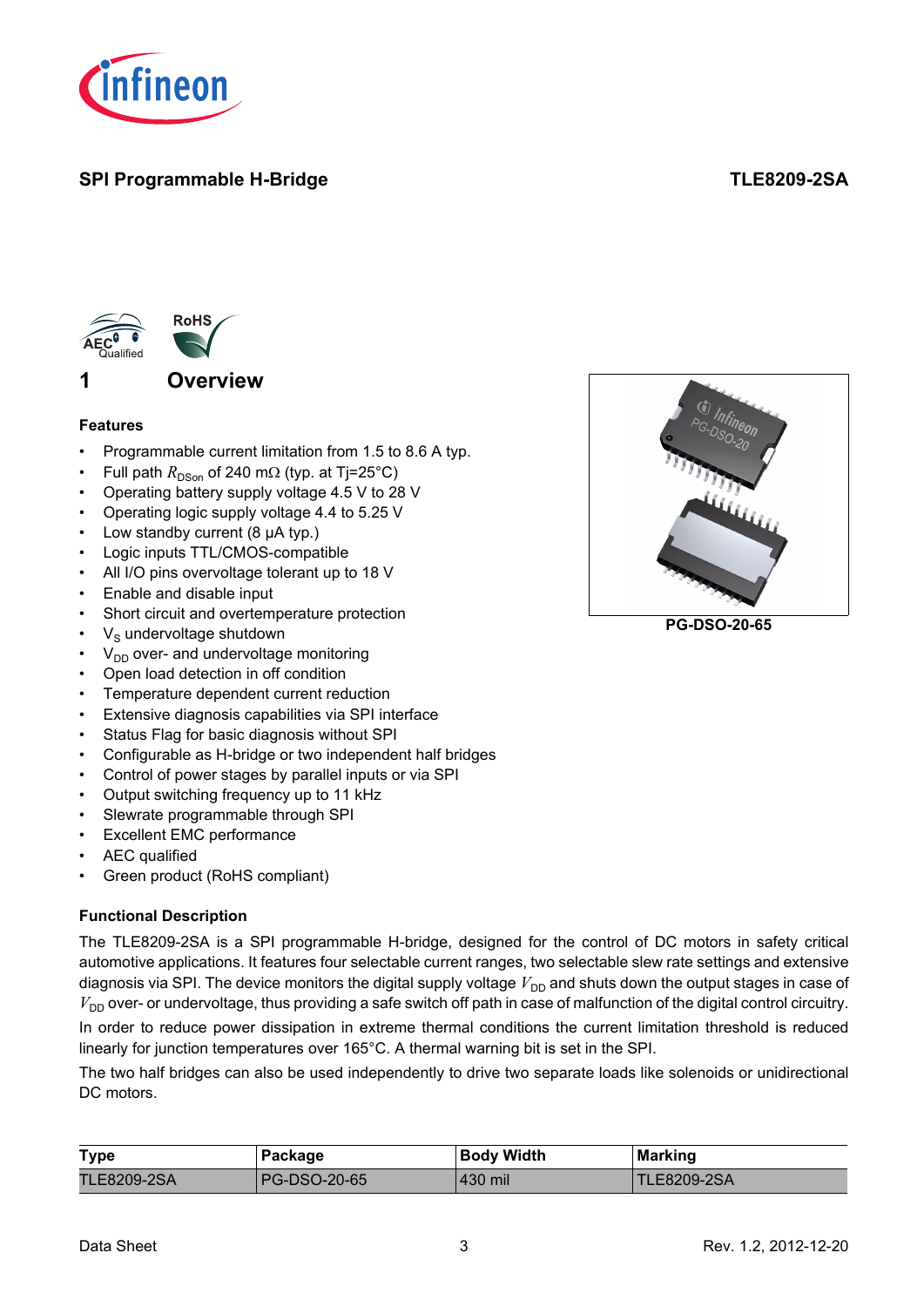**SPI Programmable H-Bridge** **TLE8209-2SA**

# 1 Overview

### Features

- Programmable current limitation from 1.5 to 8.6 A typ.
- Full path $R_{DSon}$ of 240 mΩ (typ. at Tj=25°C)
- Operating battery supply voltage 4.5 V to 28 V
- Operating logic supply voltage 4.4 to 5.25 V
- Low standby current (8 µA typ.)
- Logic inputs TTL/CMOS-compatible
- All I/O pins overvoltage tolerant up to 18 V
- Enable and disable input
- Short circuit and overtemperature protection
- $V_S$ undervoltage shutdown
- $V_{DD}$ over- and undervoltage monitoring
- Open load detection in off condition
- Temperature dependent current reduction
- Extensive diagnosis capabilities via SPI interface
- Status Flag for basic diagnosis without SPI
- Configurable as H-bridge or two independent half bridges
- Control of power stages by parallel inputs or via SPI
- Output switching frequency up to 11 kHz
- Slewrate programmable through SPI
- Excellent EMC performance
- AEC qualified
- Green product (RoHS compliant)

PG-DSO-20-65

### Functional Description

The TLE8209-2SA is a SPI programmable H-bridge, designed for the control of DC motors in safety critical automotive applications. It features four selectable current ranges, two selectable slew rate settings and extensive diagnosis via SPI. The device monitors the digital supply voltage $V_{DD}$ and shuts down the output stages in case of $V_{DD}$ over- or undervoltage, thus providing a safe switch off path in case of malfunction of the digital control circuitry.

In order to reduce power dissipation in extreme thermal conditions the current limitation threshold is reduced linearly for junction temperatures over 165°C. A thermal warning bit is set in the SPI.

The two half bridges can also be used independently to drive two separate loads like solenoids or unidirectional DC motors.

| Type | Package | Body Width | Marking |
|---|---|---|---|
| TLE8209-2SA | PG-DSO-20-65 | 430 mil | TLE8209-2SA |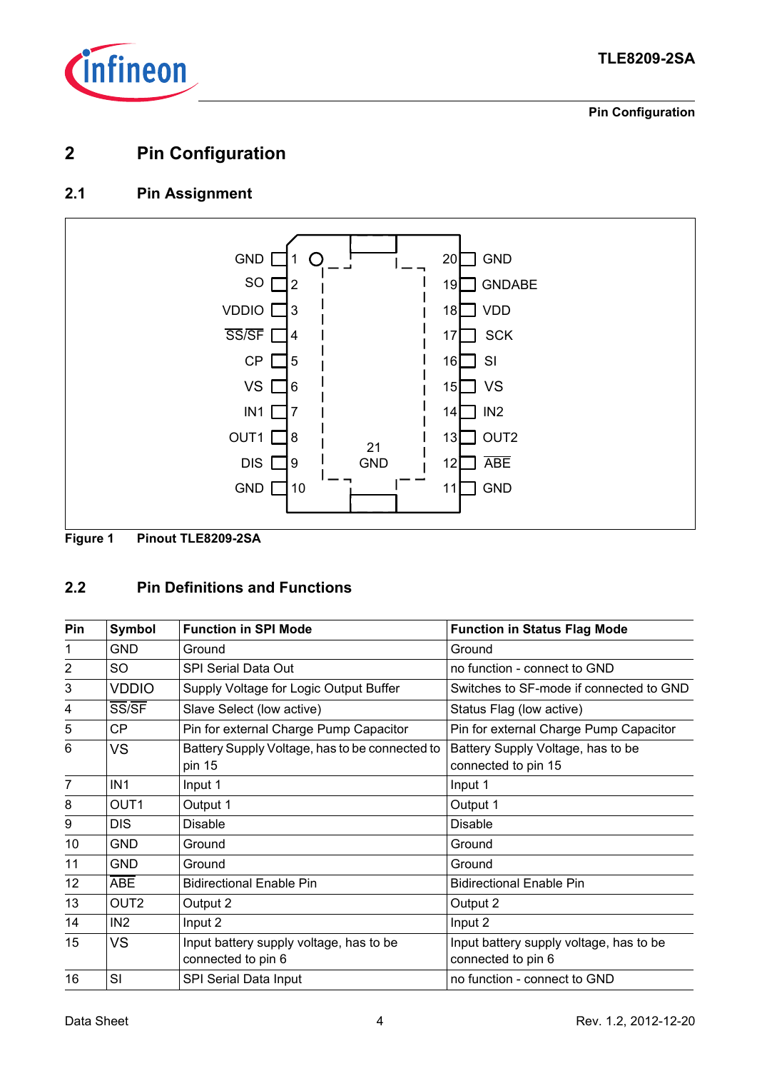# 2 Pin Configuration

## 2.1 Pin Assignment

GND 1 | 20 GND
SO 2 | 19 GNDABE
VDDIO 3 | 18 VDD
$\overline{\text{SS/SF}}$ 4 | 17 SCK
CP 5 | 16 SI
VS 6 | 15 VS
IN1 7 | 14 IN2
OUT1 8 | 13 OUT2
DIS 9 | 12 $\overline{\text{ABE}}$
GND 10 | 11 GND

21 GND

**Figure 1 Pinout TLE8209-2SA**

## 2.2 Pin Definitions and Functions

| Pin | Symbol | Function in SPI Mode | Function in Status Flag Mode |
|---|---|---|---|
| 1 | GND | Ground | Ground |
| 2 | SO | SPI Serial Data Out | no function - connect to GND |
| 3 | VDDIO | Supply Voltage for Logic Output Buffer | Switches to SF-mode if connected to GND |
| 4 | $\overline{\text{SS/SF}}$ | Slave Select (low active) | Status Flag (low active) |
| 5 | CP | Pin for external Charge Pump Capacitor | Pin for external Charge Pump Capacitor |
| 6 | VS | Battery Supply Voltage, has to be connected to pin 15 | Battery Supply Voltage, has to be connected to pin 15 |
| 7 | IN1 | Input 1 | Input 1 |
| 8 | OUT1 | Output 1 | Output 1 |
| 9 | DIS | Disable | Disable |
| 10 | GND | Ground | Ground |
| 11 | GND | Ground | Ground |
| 12 | $\overline{\text{ABE}}$ | Bidirectional Enable Pin | Bidirectional Enable Pin |
| 13 | OUT2 | Output 2 | Output 2 |
| 14 | IN2 | Input 2 | Input 2 |
| 15 | VS | Input battery supply voltage, has to be connected to pin 6 | Input battery supply voltage, has to be connected to pin 6 |
| 16 | SI | SPI Serial Data Input | no function - connect to GND |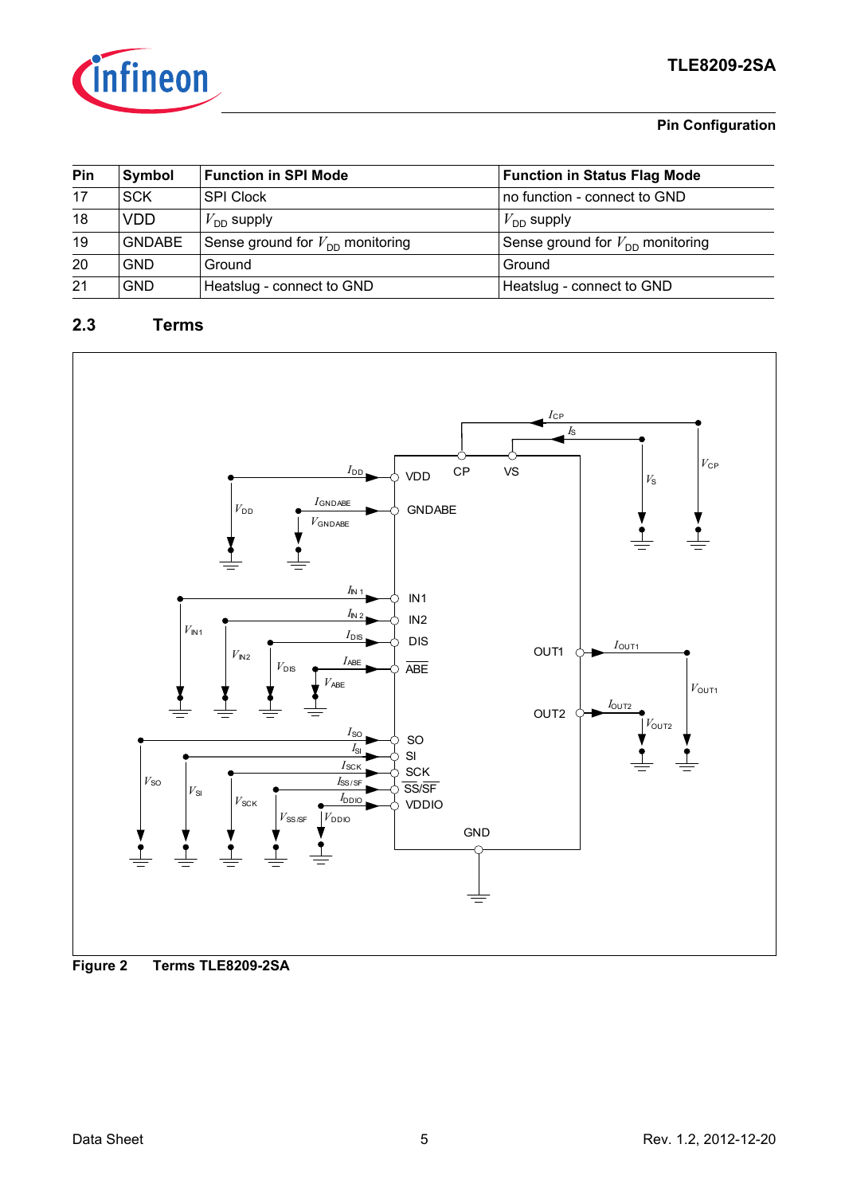| Pin | Symbol | Function in SPI Mode | Function in Status Flag Mode |
|---|---|---|---|
| 17 | SCK | SPI Clock | no function - connect to GND |
| 18 | VDD | $V_{DD}$ supply | $V_{DD}$ supply |
| 19 | GNDABE | Sense ground for $V_{DD}$ monitoring | Sense ground for $V_{DD}$ monitoring |
| 20 | GND | Ground | Ground |
| 21 | GND | Heatslug - connect to GND | Heatslug - connect to GND |

## 2.3 Terms

**Figure 2 Terms TLE8209-2SA**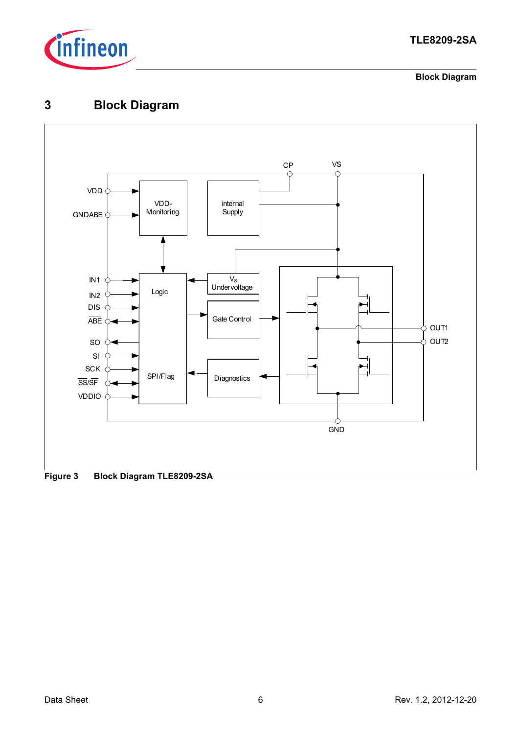# 3 Block Diagram

Figure 3 Block Diagram TLE8209-2SA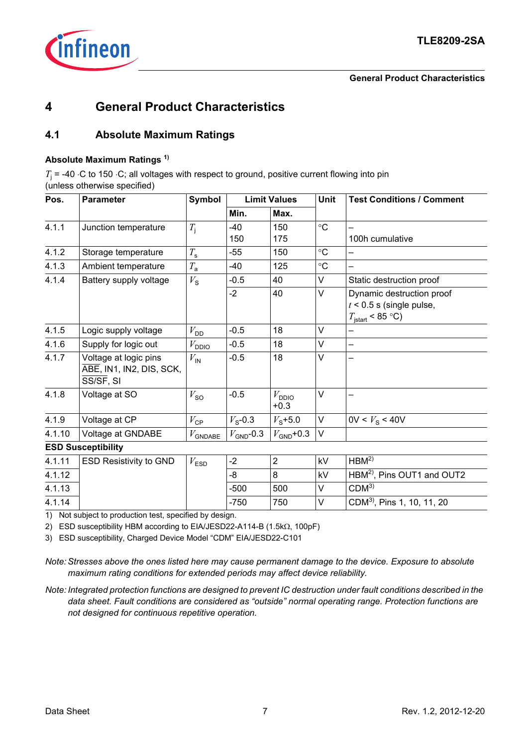# 4 General Product Characteristics

## 4.1 Absolute Maximum Ratings

**Absolute Maximum Ratings** [1)]

$T_j$ = -40 ·C to 150 ·C; all voltages with respect to ground, positive current flowing into pin (unless otherwise specified)

| Pos. | Parameter | Symbol | Limit Values | | Unit | Test Conditions / Comment |
|---|---|---|---|---|---|---|
| | | | Min. | Max. | | |
| 4.1.1 | Junction temperature | $T_j$ | -40<br>150 | 150<br>175 | °C | –<br>100h cumulative |
| 4.1.2 | Storage temperature | $T_s$ | -55 | 150 | °C | – |
| 4.1.3 | Ambient temperature | $T_a$ | -40 | 125 | °C | – |
| 4.1.4 | Battery supply voltage | $V_S$ | -0.5 | 40 | V | Static destruction proof |
| | | | -2 | 40 | V | Dynamic destruction proof $t$ < 0.5 s (single pulse, $T_{jstart}$ < 85 °C) |
| 4.1.5 | Logic supply voltage | $V_{DD}$ | -0.5 | 18 | V | – |
| 4.1.6 | Supply for logic out | $V_{DDIO}$ | -0.5 | 18 | V | – |
| 4.1.7 | Voltage at logic pins $\overline{\text{ABE}}$, IN1, IN2, DIS, SCK, SS/SF, SI | $V_{IN}$ | -0.5 | 18 | V | – |
| 4.1.8 | Voltage at SO | $V_{SO}$ | -0.5 | $V_{DDIO}$ +0.3 | V | – |
| 4.1.9 | Voltage at CP | $V_{CP}$ | $V_S$-0.3 | $V_S$+5.0 | V | 0V < $V_S$ < 40V |
| 4.1.10 | Voltage at GNDABE | $V_{GNDABE}$ | $V_{GND}$-0.3 | $V_{GND}$+0.3 | V | |
| **ESD Susceptibility** | | | | | | |
| 4.1.11 | ESD Resistivity to GND | $V_{ESD}$ | -2 | 2 | kV | HBM[2)] |
| 4.1.12 | | | -8 | 8 | kV | HBM[2)], Pins OUT1 and OUT2 |
| 4.1.13 | | | -500 | 500 | V | CDM[3)] |
| 4.1.14 | | | -750 | 750 | V | CDM[3)], Pins 1, 10, 11, 20 |

1) Not subject to production test, specified by design.

2) ESD susceptibility HBM according to EIA/JESD22-A114-B (1.5kΩ, 100pF)

3) ESD susceptibility, Charged Device Model "CDM" EIA/JESD22-C101

*Note: Stresses above the ones listed here may cause permanent damage to the device. Exposure to absolute maximum rating conditions for extended periods may affect device reliability.*

*Note: Integrated protection functions are designed to prevent IC destruction under fault conditions described in the data sheet. Fault conditions are considered as "outside" normal operating range. Protection functions are not designed for continuous repetitive operation.*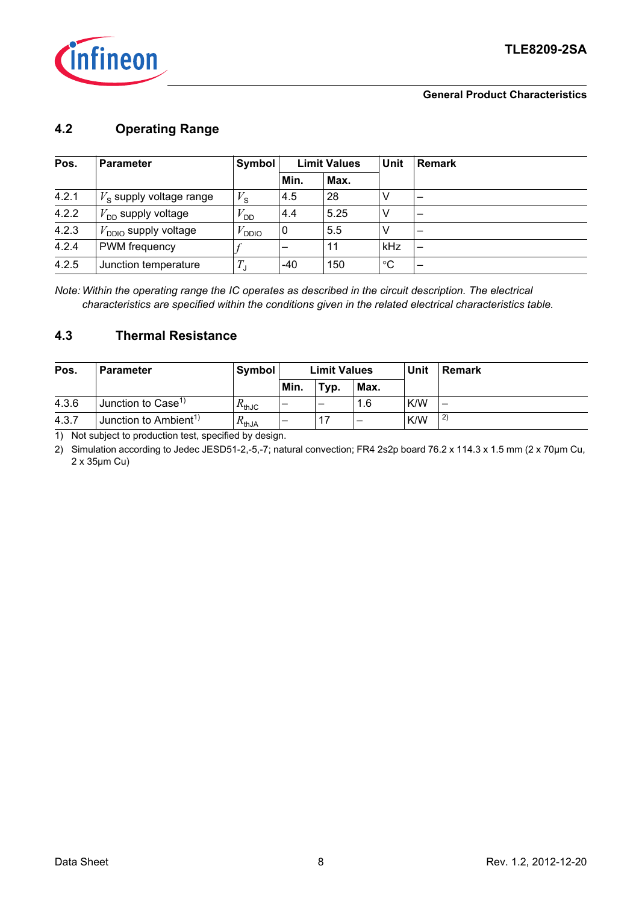## 4.2 Operating Range

| Pos. | Parameter | Symbol | Limit Values | | Unit | Remark |
|---|---|---|---|---|---|---|
| | | | Min. | Max. | | |
| 4.2.1 | $V_S$ supply voltage range | $V_S$ | 4.5 | 28 | V | – |
| 4.2.2 | $V_{DD}$ supply voltage | $V_{DD}$ | 4.4 | 5.25 | V | – |
| 4.2.3 | $V_{DDIO}$ supply voltage | $V_{DDIO}$ | 0 | 5.5 | V | – |
| 4.2.4 | PWM frequency | $f$ | – | 11 | kHz | – |
| 4.2.5 | Junction temperature | $T_J$ | -40 | 150 | °C | – |

*Note: Within the operating range the IC operates as described in the circuit description. The electrical characteristics are specified within the conditions given in the related electrical characteristics table.*

## 4.3 Thermal Resistance

| Pos. | Parameter | Symbol | Limit Values | | | Unit | Remark |
|---|---|---|---|---|---|---|---|
| | | | Min. | Typ. | Max. | | |
| 4.3.6 | Junction to Case[1)] | $R_{thJC}$ | – | – | 1.6 | K/W | – |
| 4.3.7 | Junction to Ambient[1)] | $R_{thJA}$ | – | 17 | – | K/W | [2)] |

1) Not subject to production test, specified by design.

2) Simulation according to Jedec JESD51-2,-5,-7; natural convection; FR4 2s2p board 76.2 x 114.3 x 1.5 mm (2 x 70µm Cu, 2 x 35µm Cu)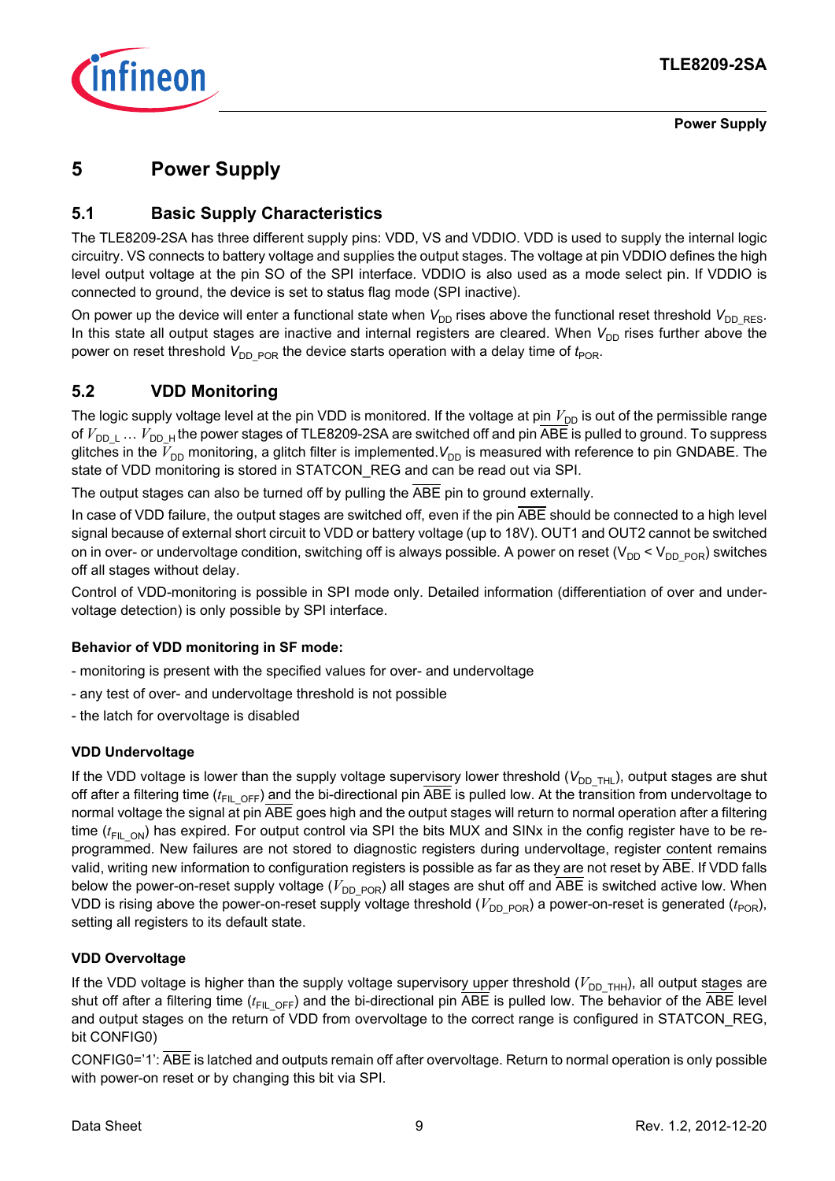# 5 Power Supply

## 5.1 Basic Supply Characteristics

The TLE8209-2SA has three different supply pins: VDD, VS and VDDIO. VDD is used to supply the internal logic circuitry. VS connects to battery voltage and supplies the output stages. The voltage at pin VDDIO defines the high level output voltage at the pin SO of the SPI interface. VDDIO is also used as a mode select pin. If VDDIO is connected to ground, the device is set to status flag mode (SPI inactive).

On power up the device will enter a functional state when $V_{DD}$ rises above the functional reset threshold $V_{DD\_RES}$. In this state all output stages are inactive and internal registers are cleared. When $V_{DD}$ rises further above the power on reset threshold $V_{DD\_POR}$ the device starts operation with a delay time of $t_{POR}$.

## 5.2 VDD Monitoring

The logic supply voltage level at the pin VDD is monitored. If the voltage at pin $V_{DD}$ is out of the permissible range of $V_{DD\_L}$ … $V_{DD\_H}$ the power stages of TLE8209-2SA are switched off and pin $\overline{ABE}$ is pulled to ground. To suppress glitches in the $V_{DD}$ monitoring, a glitch filter is implemented. $V_{DD}$ is measured with reference to pin GNDABE. The state of VDD monitoring is stored in STATCON_REG and can be read out via SPI.

The output stages can also be turned off by pulling the $\overline{ABE}$ pin to ground externally.

In case of VDD failure, the output stages are switched off, even if the pin $\overline{ABE}$ should be connected to a high level signal because of external short circuit to VDD or battery voltage (up to 18V). OUT1 and OUT2 cannot be switched on in over- or undervoltage condition, switching off is always possible. A power on reset ($V_{DD} < V_{DD\_POR}$) switches off all stages without delay.

Control of VDD-monitoring is possible in SPI mode only. Detailed information (differentiation of over and undervoltage detection) is only possible by SPI interface.

**Behavior of VDD monitoring in SF mode:**

- monitoring is present with the specified values for over- and undervoltage

- any test of over- and undervoltage threshold is not possible

- the latch for overvoltage is disabled

**VDD Undervoltage**

If the VDD voltage is lower than the supply voltage supervisory lower threshold ($V_{DD\_THL}$), output stages are shut off after a filtering time ($t_{FIL\_OFF}$) and the bi-directional pin $\overline{ABE}$ is pulled low. At the transition from undervoltage to normal voltage the signal at pin $\overline{ABE}$ goes high and the output stages will return to normal operation after a filtering time ($t_{FIL\_ON}$) has expired. For output control via SPI the bits MUX and SINx in the config register have to be reprogrammed. New failures are not stored to diagnostic registers during undervoltage, register content remains valid, writing new information to configuration registers is possible as far as they are not reset by $\overline{ABE}$. If VDD falls below the power-on-reset supply voltage ($V_{DD\_POR}$) all stages are shut off and $\overline{ABE}$ is switched active low. When VDD is rising above the power-on-reset supply voltage threshold ($V_{DD\_POR}$) a power-on-reset is generated ($t_{POR}$), setting all registers to its default state.

**VDD Overvoltage**

If the VDD voltage is higher than the supply voltage supervisory upper threshold ($V_{DD\_THH}$), all output stages are shut off after a filtering time ($t_{FIL\_OFF}$) and the bi-directional pin $\overline{ABE}$ is pulled low. The behavior of the $\overline{ABE}$ level and output stages on the return of VDD from overvoltage to the correct range is configured in STATCON_REG, bit CONFIG0)

CONFIG0='1': $\overline{ABE}$ is latched and outputs remain off after overvoltage. Return to normal operation is only possible with power-on reset or by changing this bit via SPI.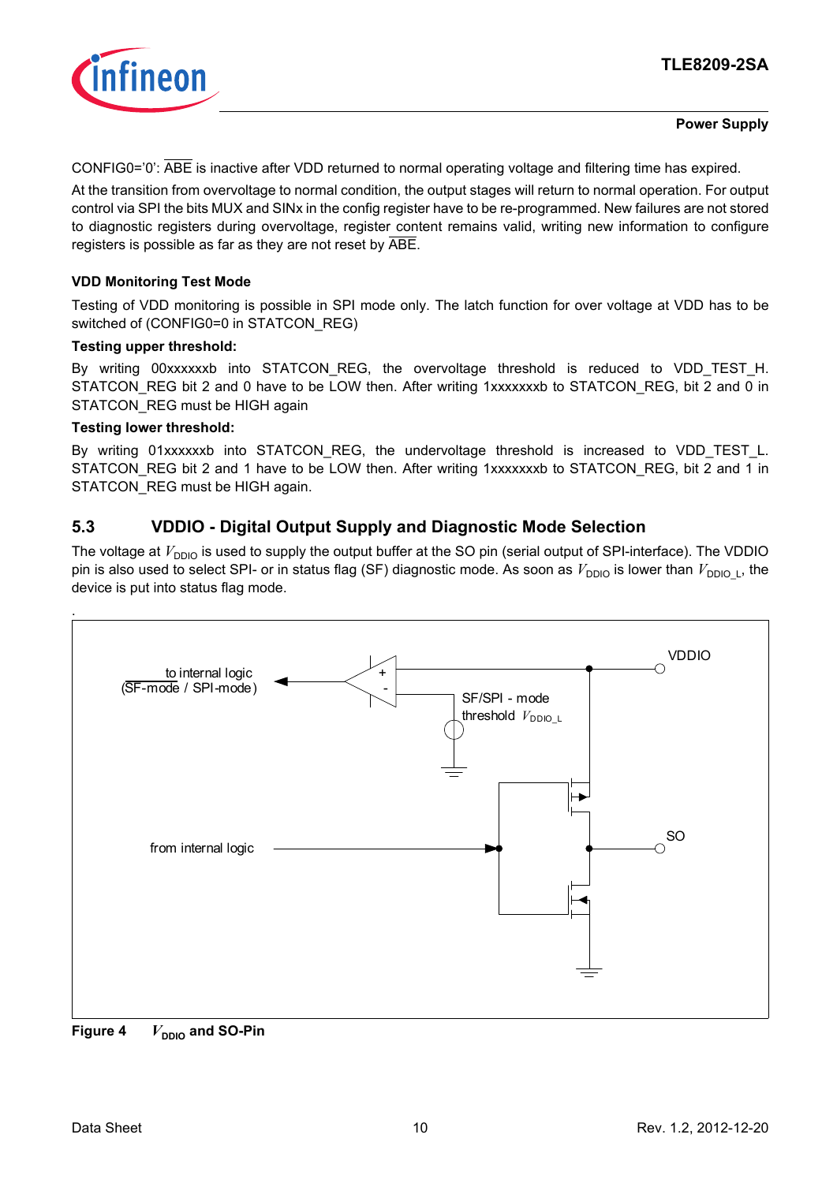CONFIG0='0': $\overline{\text{ABE}}$ is inactive after VDD returned to normal operating voltage and filtering time has expired.

At the transition from overvoltage to normal condition, the output stages will return to normal operation. For output control via SPI the bits MUX and SINx in the config register have to be re-programmed. New failures are not stored to diagnostic registers during overvoltage, register content remains valid, writing new information to configure registers is possible as far as they are not reset by $\overline{\text{ABE}}$.

**VDD Monitoring Test Mode**

Testing of VDD monitoring is possible in SPI mode only. The latch function for over voltage at VDD has to be switched of (CONFIG0=0 in STATCON_REG)

**Testing upper threshold:**

By writing 00xxxxxxb into STATCON_REG, the overvoltage threshold is reduced to VDD_TEST_H. STATCON_REG bit 2 and 0 have to be LOW then. After writing 1xxxxxxxb to STATCON_REG, bit 2 and 0 in STATCON_REG must be HIGH again

**Testing lower threshold:**

By writing 01xxxxxxb into STATCON_REG, the undervoltage threshold is increased to VDD_TEST_L. STATCON_REG bit 2 and 1 have to be LOW then. After writing 1xxxxxxxb to STATCON_REG, bit 2 and 1 in STATCON_REG must be HIGH again.

## 5.3 VDDIO - Digital Output Supply and Diagnostic Mode Selection

The voltage at $V_{DDIO}$ is used to supply the output buffer at the SO pin (serial output of SPI-interface). The VDDIO pin is also used to select SPI- or in status flag (SF) diagnostic mode. As soon as $V_{DDIO}$ is lower than $V_{DDIO\_L}$, the device is put into status flag mode.

.

**Figure 4** $V_{DDIO}$ **and SO-Pin**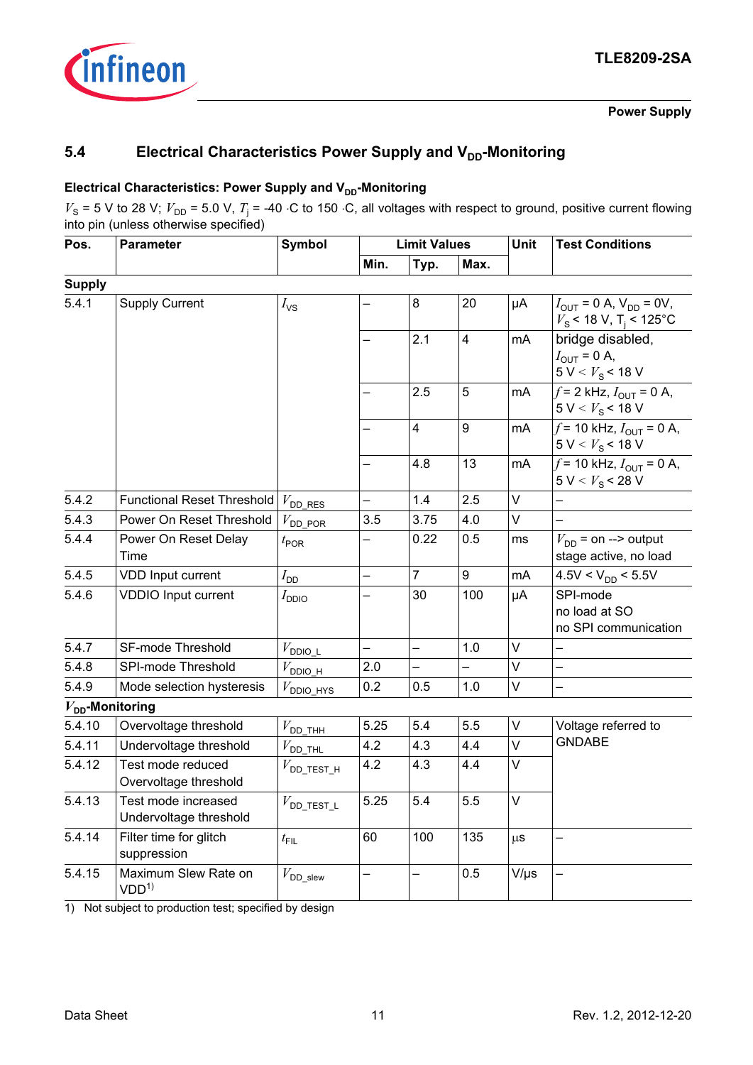## 5.4 Electrical Characteristics Power Supply and $V_{DD}$-Monitoring

**Electrical Characteristics: Power Supply and $V_{DD}$-Monitoring**

$V_S$ = 5 V to 28 V; $V_{DD}$ = 5.0 V, $T_j$ = -40 ·C to 150 ·C, all voltages with respect to ground, positive current flowing into pin (unless otherwise specified)

| Pos. | Parameter | Symbol | Limit Values | | | Unit | Test Conditions |
|---|---|---|---|---|---|---|---|
| | | | Min. | Typ. | Max. | | |
| **Supply** | | | | | | | |
| 5.4.1 | Supply Current | $I_{VS}$ | – | 8 | 20 | µA | $I_{OUT}$ = 0 A, $V_{DD}$ = 0V, $V_S$ < 18 V, $T_j$ < 125°C |
| | | | – | 2.1 | 4 | mA | bridge disabled, $I_{OUT}$ = 0 A, 5 V < $V_S$ < 18 V |
| | | | – | 2.5 | 5 | mA | $f$ = 2 kHz, $I_{OUT}$ = 0 A, 5 V < $V_S$ < 18 V |
| | | | – | 4 | 9 | mA | $f$ = 10 kHz, $I_{OUT}$ = 0 A, 5 V < $V_S$ < 18 V |
| | | | – | 4.8 | 13 | mA | $f$ = 10 kHz, $I_{OUT}$ = 0 A, 5 V < $V_S$ < 28 V |
| 5.4.2 | Functional Reset Threshold | $V_{DD\_RES}$ | – | 1.4 | 2.5 | V | – |
| 5.4.3 | Power On Reset Threshold | $V_{DD\_POR}$ | 3.5 | 3.75 | 4.0 | V | – |
| 5.4.4 | Power On Reset Delay Time | $t_{POR}$ | – | 0.22 | 0.5 | ms | $V_{DD}$ = on --> output stage active, no load |
| 5.4.5 | VDD Input current | $I_{DD}$ | – | 7 | 9 | mA | 4.5V < $V_{DD}$ < 5.5V |
| 5.4.6 | VDDIO Input current | $I_{DDIO}$ | – | 30 | 100 | µA | SPI-mode no load at SO no SPI communication |
| 5.4.7 | SF-mode Threshold | $V_{DDIO\_L}$ | – | – | 1.0 | V | – |
| 5.4.8 | SPI-mode Threshold | $V_{DDIO\_H}$ | 2.0 | – | – | V | – |
| 5.4.9 | Mode selection hysteresis | $V_{DDIO\_HYS}$ | 0.2 | 0.5 | 1.0 | V | – |
| **$V_{DD}$-Monitoring** | | | | | | | |
| 5.4.10 | Overvoltage threshold | $V_{DD\_THH}$ | 5.25 | 5.4 | 5.5 | V | Voltage referred to GNDABE |
| 5.4.11 | Undervoltage threshold | $V_{DD\_THL}$ | 4.2 | 4.3 | 4.4 | V | |
| 5.4.12 | Test mode reduced Overvoltage threshold | $V_{DD\_TEST\_H}$ | 4.2 | 4.3 | 4.4 | V | |
| 5.4.13 | Test mode increased Undervoltage threshold | $V_{DD\_TEST\_L}$ | 5.25 | 5.4 | 5.5 | V | |
| 5.4.14 | Filter time for glitch suppression | $t_{FIL}$ | 60 | 100 | 135 | µs | – |
| 5.4.15 | Maximum Slew Rate on VDD[1] | $V_{DD\_slew}$ | – | – | 0.5 | V/µs | – |

1) Not subject to production test; specified by design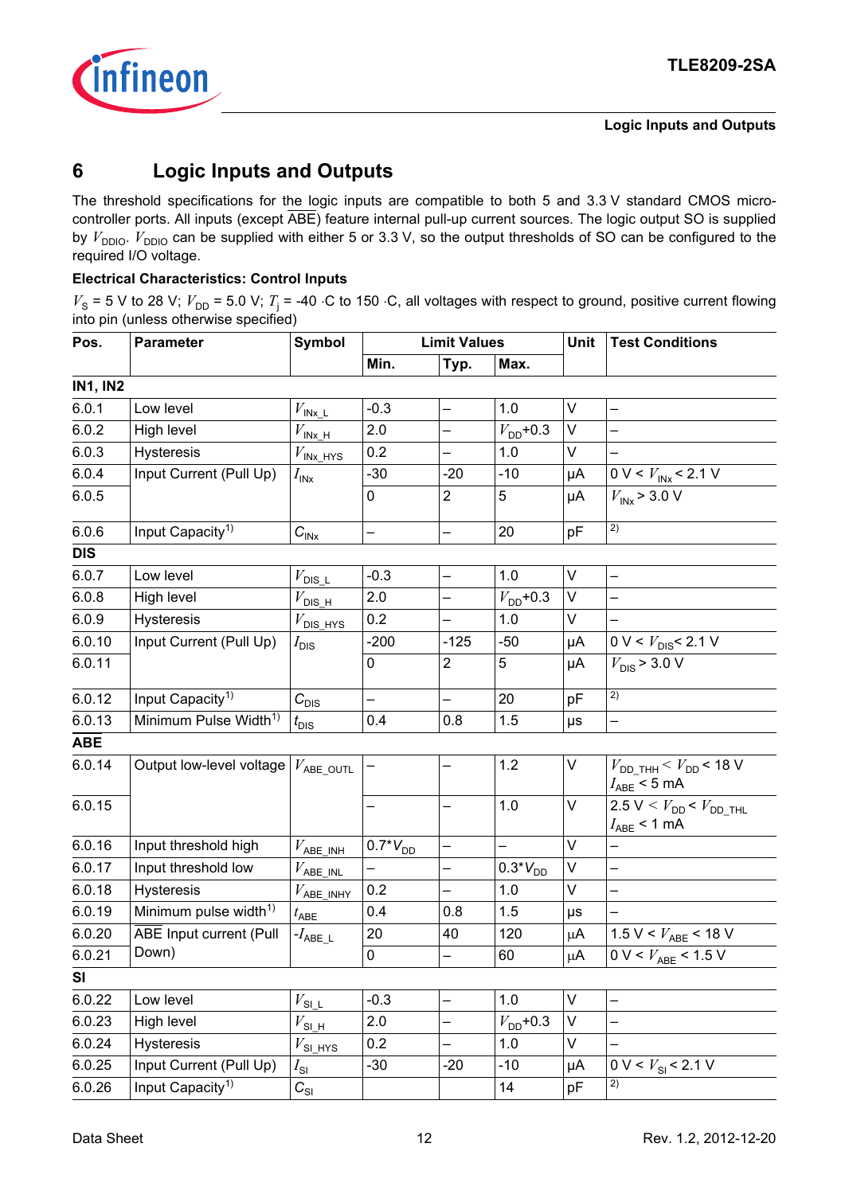# 6 Logic Inputs and Outputs

The threshold specifications for the logic inputs are compatible to both 5 and 3.3 V standard CMOS micro-controller ports. All inputs (except $\overline{ABE}$) feature internal pull-up current sources. The logic output SO is supplied by $V_{DDIO}$. $V_{DDIO}$ can be supplied with either 5 or 3.3 V, so the output thresholds of SO can be configured to the required I/O voltage.

**Electrical Characteristics: Control Inputs**

$V_S$ = 5 V to 28 V; $V_{DD}$ = 5.0 V; $T_j$ = -40 ·C to 150 ·C, all voltages with respect to ground, positive current flowing into pin (unless otherwise specified)

| Pos. | Parameter | Symbol | Limit Values | | | Unit | Test Conditions |
|---|---|---|---|---|---|---|---|
| | | | Min. | Typ. | Max. | | |
| **IN1, IN2** | | | | | | | |
| 6.0.1 | Low level | $V_{INx\_L}$ | -0.3 | – | 1.0 | V | – |
| 6.0.2 | High level | $V_{INx\_H}$ | 2.0 | – | $V_{DD}$+0.3 | V | – |
| 6.0.3 | Hysteresis | $V_{INx\_HYS}$ | 0.2 | – | 1.0 | V | – |
| 6.0.4 | Input Current (Pull Up) | $I_{INx}$ | -30 | -20 | -10 | µA | 0 V < $V_{INx}$ < 2.1 V |
| 6.0.5 | | | 0 | 2 | 5 | µA | $V_{INx}$ > 3.0 V |
| 6.0.6 | Input Capacity[1)] | $C_{INx}$ | – | – | 20 | pF | [2)] |
| **DIS** | | | | | | | |
| 6.0.7 | Low level | $V_{DIS\_L}$ | -0.3 | – | 1.0 | V | – |
| 6.0.8 | High level | $V_{DIS\_H}$ | 2.0 | – | $V_{DD}$+0.3 | V | – |
| 6.0.9 | Hysteresis | $V_{DIS\_HYS}$ | 0.2 | – | 1.0 | V | – |
| 6.0.10 | Input Current (Pull Up) | $I_{DIS}$ | -200 | -125 | -50 | µA | 0 V < $V_{DIS}$< 2.1 V |
| 6.0.11 | | | 0 | 2 | 5 | µA | $V_{DIS}$ > 3.0 V |
| 6.0.12 | Input Capacity[1)] | $C_{DIS}$ | – | – | 20 | pF | [2)] |
| 6.0.13 | Minimum Pulse Width[1)] | $t_{DIS}$ | 0.4 | 0.8 | 1.5 | µs | – |
| **ABE** | | | | | | | |
| 6.0.14 | Output low-level voltage | $V_{ABE\_OUTL}$ | – | – | 1.2 | V | $V_{DD\_THH}$ < $V_{DD}$ < 18 V<br>$I_{ABE}$ < 5 mA |
| 6.0.15 | | | – | – | 1.0 | V | 2.5 V < $V_{DD}$ < $V_{DD\_THL}$<br>$I_{ABE}$ < 1 mA |
| 6.0.16 | Input threshold high | $V_{ABE\_INH}$ | 0.7*$V_{DD}$ | – | – | V | – |
| 6.0.17 | Input threshold low | $V_{ABE\_INL}$ | – | – | 0.3*$V_{DD}$ | V | – |
| 6.0.18 | Hysteresis | $V_{ABE\_INHY}$ | 0.2 | – | 1.0 | V | – |
| 6.0.19 | Minimum pulse width[1)] | $t_{ABE}$ | 0.4 | 0.8 | 1.5 | µs | – |
| 6.0.20 | ABE Input current (Pull Down) | $-I_{ABE\_L}$ | 20 | 40 | 120 | µA | 1.5 V < $V_{ABE}$ < 18 V |
| 6.0.21 | | | 0 | – | 60 | µA | 0 V < $V_{ABE}$ < 1.5 V |
| **SI** | | | | | | | |
| 6.0.22 | Low level | $V_{SI\_L}$ | -0.3 | – | 1.0 | V | – |
| 6.0.23 | High level | $V_{SI\_H}$ | 2.0 | – | $V_{DD}$+0.3 | V | – |
| 6.0.24 | Hysteresis | $V_{SI\_HYS}$ | 0.2 | – | 1.0 | V | – |
| 6.0.25 | Input Current (Pull Up) | $I_{SI}$ | -30 | -20 | -10 | µA | 0 V < $V_{SI}$ < 2.1 V |
| 6.0.26 | Input Capacity[1)] | $C_{SI}$ | | | 14 | pF | [2)] |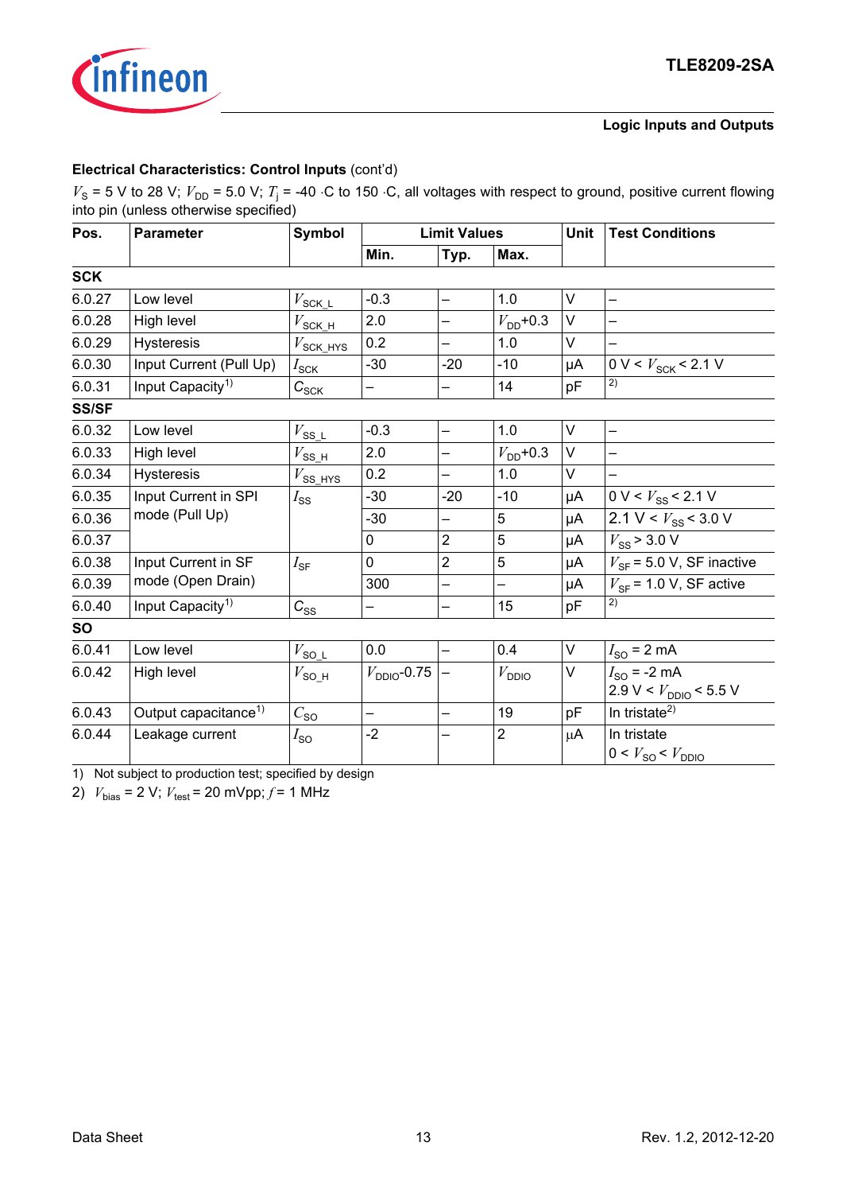**Electrical Characteristics: Control Inputs** (cont'd)

$V_S$ = 5 V to 28 V; $V_{DD}$ = 5.0 V; $T_j$ = -40 ·C to 150 ·C, all voltages with respect to ground, positive current flowing into pin (unless otherwise specified)

| Pos. | Parameter | Symbol | Limit Values | | | Unit | Test Conditions |
|---|---|---|---|---|---|---|---|
| | | | Min. | Typ. | Max. | | |
| **SCK** | | | | | | | |
| 6.0.27 | Low level | $V_{SCK\_L}$ | -0.3 | – | 1.0 | V | – |
| 6.0.28 | High level | $V_{SCK\_H}$ | 2.0 | – | $V_{DD}$+0.3 | V | – |
| 6.0.29 | Hysteresis | $V_{SCK\_HYS}$ | 0.2 | – | 1.0 | V | – |
| 6.0.30 | Input Current (Pull Up) | $I_{SCK}$ | -30 | -20 | -10 | µA | 0 V < $V_{SCK}$ < 2.1 V |
| 6.0.31 | Input Capacity[1] | $C_{SCK}$ | – | – | 14 | pF | [2] |
| **SS/SF** | | | | | | | |
| 6.0.32 | Low level | $V_{SS\_L}$ | -0.3 | – | 1.0 | V | – |
| 6.0.33 | High level | $V_{SS\_H}$ | 2.0 | – | $V_{DD}$+0.3 | V | – |
| 6.0.34 | Hysteresis | $V_{SS\_HYS}$ | 0.2 | – | 1.0 | V | – |
| 6.0.35 | Input Current in SPI mode (Pull Up) | $I_{SS}$ | -30 | -20 | -10 | µA | 0 V < $V_{SS}$ < 2.1 V |
| 6.0.36 | | | -30 | – | 5 | µA | 2.1 V < $V_{SS}$ < 3.0 V |
| 6.0.37 | | | 0 | 2 | 5 | µA | $V_{SS}$ > 3.0 V |
| 6.0.38 | Input Current in SF mode (Open Drain) | $I_{SF}$ | 0 | 2 | 5 | µA | $V_{SF}$ = 5.0 V, SF inactive |
| 6.0.39 | | | 300 | – | – | µA | $V_{SF}$ = 1.0 V, SF active |
| 6.0.40 | Input Capacity[1] | $C_{SS}$ | – | – | 15 | pF | [2] |
| **SO** | | | | | | | |
| 6.0.41 | Low level | $V_{SO\_L}$ | 0.0 | – | 0.4 | V | $I_{SO}$ = 2 mA |
| 6.0.42 | High level | $V_{SO\_H}$ | $V_{DDIO}$-0.75 | – | $V_{DDIO}$ | V | $I_{SO}$ = -2 mA<br>2.9 V < $V_{DDIO}$ < 5.5 V |
| 6.0.43 | Output capacitance[1] | $C_{SO}$ | – | – | 19 | pF | In tristate[2] |
| 6.0.44 | Leakage current | $I_{SO}$ | -2 | – | 2 | µA | In tristate<br>0 < $V_{SO}$ < $V_{DDIO}$ |

1) Not subject to production test; specified by design

2) $V_{bias}$ = 2 V; $V_{test}$ = 20 mVpp; $f$ = 1 MHz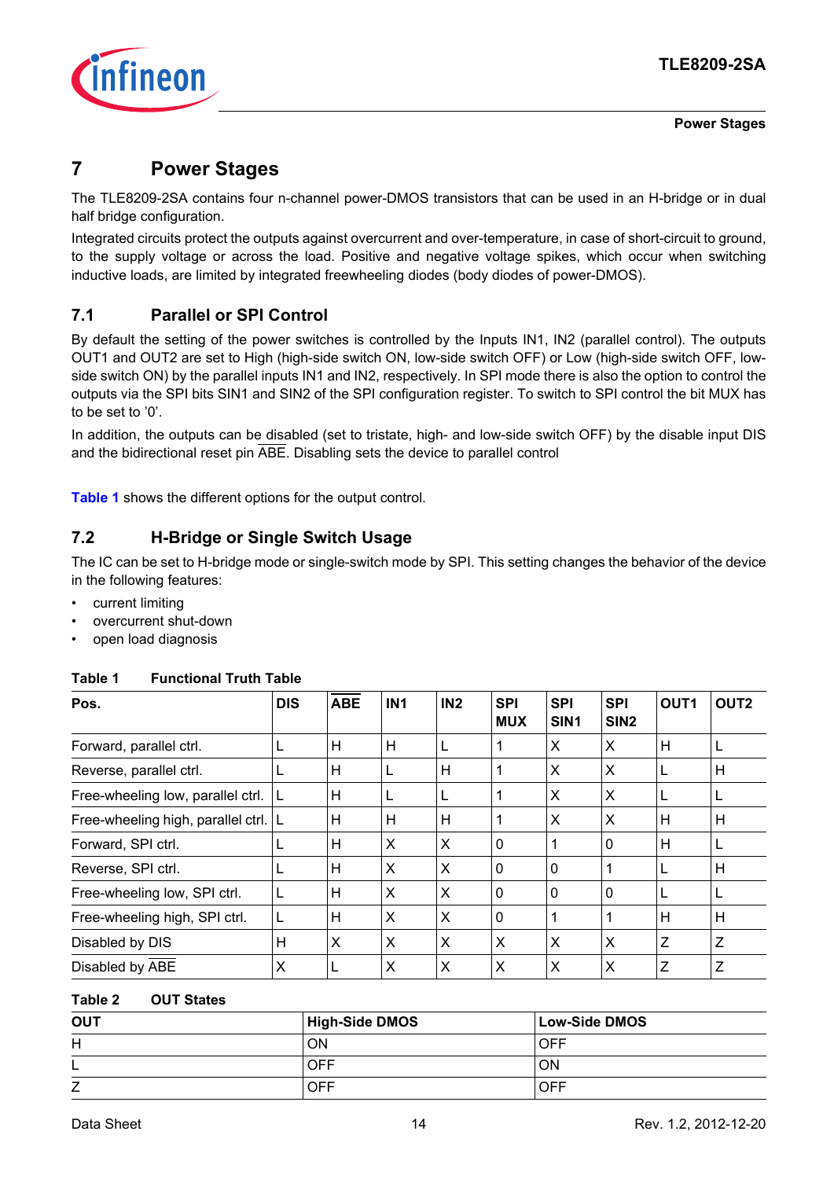# 7 Power Stages

The TLE8209-2SA contains four n-channel power-DMOS transistors that can be used in an H-bridge or in dual half bridge configuration.

Integrated circuits protect the outputs against overcurrent and over-temperature, in case of short-circuit to ground, to the supply voltage or across the load. Positive and negative voltage spikes, which occur when switching inductive loads, are limited by integrated freewheeling diodes (body diodes of power-DMOS).

## 7.1 Parallel or SPI Control

By default the setting of the power switches is controlled by the Inputs IN1, IN2 (parallel control). The outputs OUT1 and OUT2 are set to High (high-side switch ON, low-side switch OFF) or Low (high-side switch OFF, low-side switch ON) by the parallel inputs IN1 and IN2, respectively. In SPI mode there is also the option to control the outputs via the SPI bits SIN1 and SIN2 of the SPI configuration register. To switch to SPI control the bit MUX has to be set to '0'.

In addition, the outputs can be disabled (set to tristate, high- and low-side switch OFF) by the disable input DIS and the bidirectional reset pin $\overline{ABE}$. Disabling sets the device to parallel control

**Table 1** shows the different options for the output control.

## 7.2 H-Bridge or Single Switch Usage

The IC can be set to H-bridge mode or single-switch mode by SPI. This setting changes the behavior of the device in the following features:

- current limiting
- overcurrent shut-down
- open load diagnosis

**Table 1 Functional Truth Table**

| Pos. | DIS | $\overline{ABE}$ | IN1 | IN2 | SPI MUX | SPI SIN1 | SPI SIN2 | OUT1 | OUT2 |
|---|---|---|---|---|---|---|---|---|---|
| Forward, parallel ctrl. | L | H | H | L | 1 | X | X | H | L |
| Reverse, parallel ctrl. | L | H | L | H | 1 | X | X | L | H |
| Free-wheeling low, parallel ctrl. | L | H | L | L | 1 | X | X | L | L |
| Free-wheeling high, parallel ctrl. | L | H | H | H | 1 | X | X | H | H |
| Forward, SPI ctrl. | L | H | X | X | 0 | 1 | 0 | H | L |
| Reverse, SPI ctrl. | L | H | X | X | 0 | 0 | 1 | L | H |
| Free-wheeling low, SPI ctrl. | L | H | X | X | 0 | 0 | 0 | L | L |
| Free-wheeling high, SPI ctrl. | L | H | X | X | 0 | 1 | 1 | H | H |
| Disabled by DIS | H | X | X | X | X | X | X | Z | Z |
| Disabled by $\overline{ABE}$ | X | L | X | X | X | X | X | Z | Z |

**Table 2 OUT States**

| OUT | High-Side DMOS | Low-Side DMOS |
|---|---|---|
| H | ON | OFF |
| L | OFF | ON |
| Z | OFF | OFF |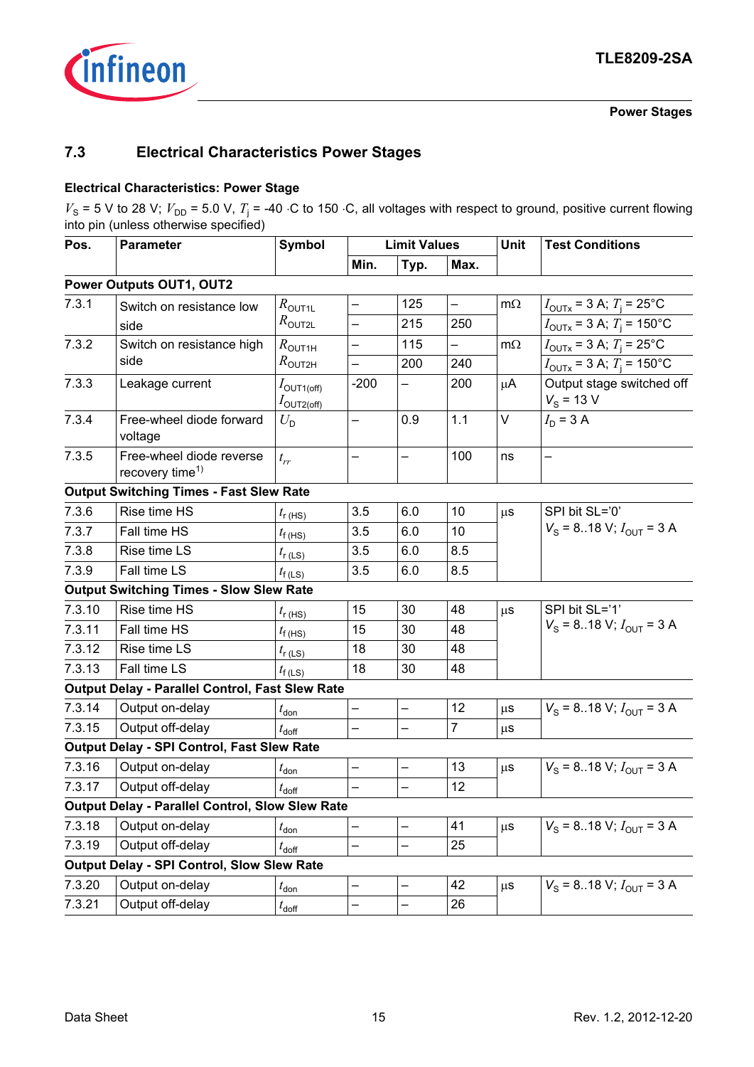## 7.3 Electrical Characteristics Power Stages

**Electrical Characteristics: Power Stage**

$V_S$ = 5 V to 28 V; $V_{DD}$ = 5.0 V, $T_j$ = -40 ·C to 150 ·C, all voltages with respect to ground, positive current flowing into pin (unless otherwise specified)

| Pos. | Parameter | Symbol | Limit Values | | | Unit | Test Conditions |
|---|---|---|---|---|---|---|---|
| | | | Min. | Typ. | Max. | | |
| **Power Outputs OUT1, OUT2** | | | | | | | |
| 7.3.1 | Switch on resistance low side | $R_{OUT1L}$ $R_{OUT2L}$ | – | 125 | – | mΩ | $I_{OUTx}$ = 3 A; $T_j$ = 25°C |
| | | | – | 215 | 250 | | $I_{OUTx}$ = 3 A; $T_j$ = 150°C |
| 7.3.2 | Switch on resistance high side | $R_{OUT1H}$ $R_{OUT2H}$ | – | 115 | – | mΩ | $I_{OUTx}$ = 3 A; $T_j$ = 25°C |
| | | | – | 200 | 240 | | $I_{OUTx}$ = 3 A; $T_j$ = 150°C |
| 7.3.3 | Leakage current | $I_{OUT1(off)}$ $I_{OUT2(off)}$ | -200 | – | 200 | µA | Output stage switched off $V_S$ = 13 V |
| 7.3.4 | Free-wheel diode forward voltage | $U_D$ | – | 0.9 | 1.1 | V | $I_D$ = 3 A |
| 7.3.5 | Free-wheel diode reverse recovery time[1)] | $t_{rr}$ | – | – | 100 | ns | – |
| **Output Switching Times - Fast Slew Rate** | | | | | | | |
| 7.3.6 | Rise time HS | $t_{r\,(HS)}$ | 3.5 | 6.0 | 10 | µs | SPI bit SL='0' $V_S$ = 8..18 V; $I_{OUT}$ = 3 A |
| 7.3.7 | Fall time HS | $t_{f\,(HS)}$ | 3.5 | 6.0 | 10 | | |
| 7.3.8 | Rise time LS | $t_{r\,(LS)}$ | 3.5 | 6.0 | 8.5 | | |
| 7.3.9 | Fall time LS | $t_{f\,(LS)}$ | 3.5 | 6.0 | 8.5 | | |
| **Output Switching Times - Slow Slew Rate** | | | | | | | |
| 7.3.10 | Rise time HS | $t_{r\,(HS)}$ | 15 | 30 | 48 | µs | SPI bit SL='1' $V_S$ = 8..18 V; $I_{OUT}$ = 3 A |
| 7.3.11 | Fall time HS | $t_{f\,(HS)}$ | 15 | 30 | 48 | | |
| 7.3.12 | Rise time LS | $t_{r\,(LS)}$ | 18 | 30 | 48 | | |
| 7.3.13 | Fall time LS | $t_{f\,(LS)}$ | 18 | 30 | 48 | | |
| **Output Delay - Parallel Control, Fast Slew Rate** | | | | | | | |
| 7.3.14 | Output on-delay | $t_{don}$ | – | – | 12 | µs | $V_S$ = 8..18 V; $I_{OUT}$ = 3 A |
| 7.3.15 | Output off-delay | $t_{doff}$ | – | – | 7 | µs | |
| **Output Delay - SPI Control, Fast Slew Rate** | | | | | | | |
| 7.3.16 | Output on-delay | $t_{don}$ | – | – | 13 | µs | $V_S$ = 8..18 V; $I_{OUT}$ = 3 A |
| 7.3.17 | Output off-delay | $t_{doff}$ | – | – | 12 | | |
| **Output Delay - Parallel Control, Slow Slew Rate** | | | | | | | |
| 7.3.18 | Output on-delay | $t_{don}$ | – | – | 41 | µs | $V_S$ = 8..18 V; $I_{OUT}$ = 3 A |
| 7.3.19 | Output off-delay | $t_{doff}$ | – | – | 25 | | |
| **Output Delay - SPI Control, Slow Slew Rate** | | | | | | | |
| 7.3.20 | Output on-delay | $t_{don}$ | – | – | 42 | µs | $V_S$ = 8..18 V; $I_{OUT}$ = 3 A |
| 7.3.21 | Output off-delay | $t_{doff}$ | – | – | 26 | | |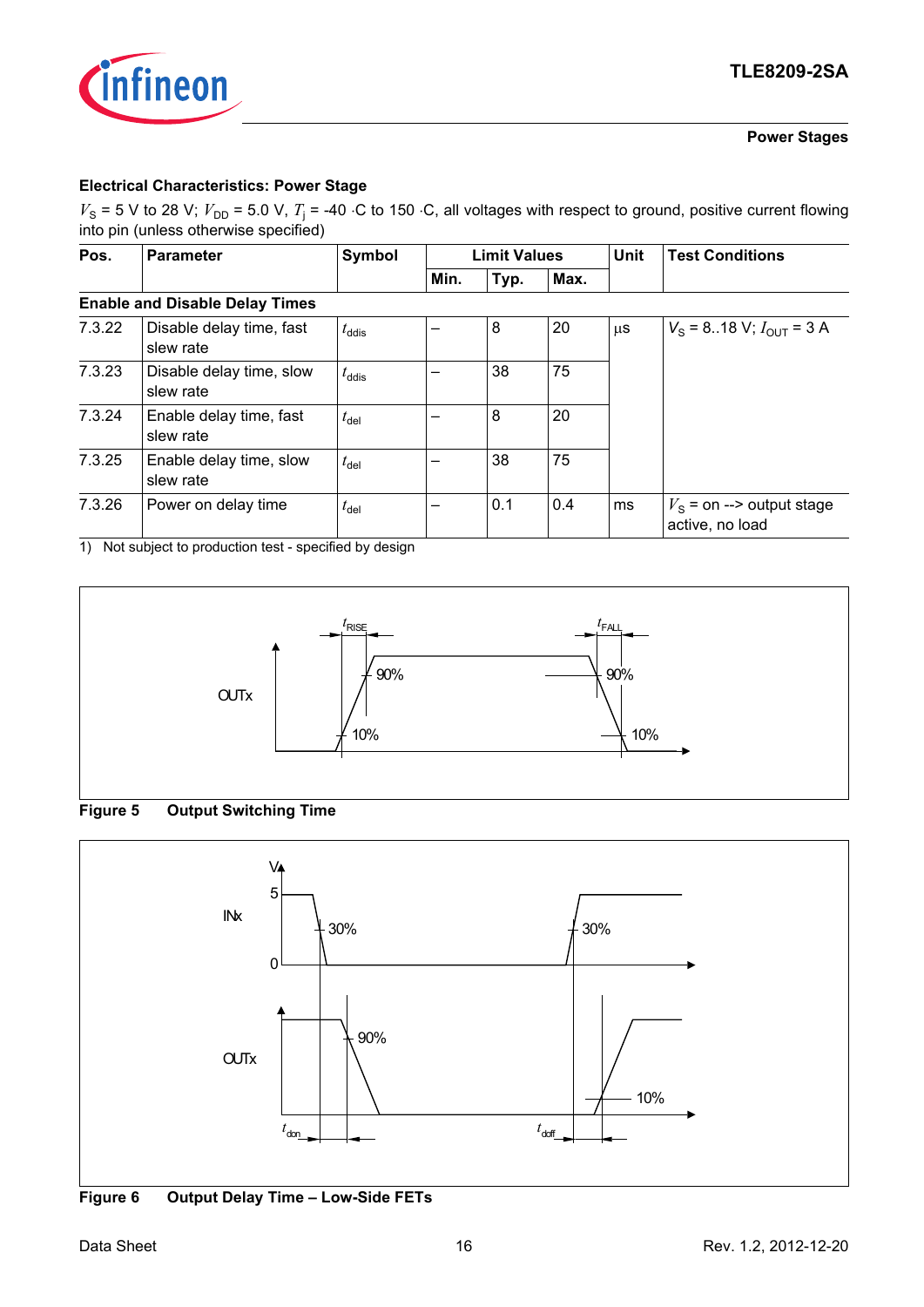### Electrical Characteristics: Power Stage

$V_S$ = 5 V to 28 V; $V_{DD}$ = 5.0 V, $T_j$ = -40 ·C to 150 ·C, all voltages with respect to ground, positive current flowing into pin (unless otherwise specified)

| Pos. | Parameter | Symbol | Limit Values | | | Unit | Test Conditions |
|---|---|---|---|---|---|---|---|
| | | | Min. | Typ. | Max. | | |
| **Enable and Disable Delay Times** | | | | | | | |
| 7.3.22 | Disable delay time, fast slew rate | $t_{ddis}$ | – | 8 | 20 | µs | $V_S$ = 8..18 V; $I_{OUT}$ = 3 A |
| 7.3.23 | Disable delay time, slow slew rate | $t_{ddis}$ | – | 38 | 75 | | |
| 7.3.24 | Enable delay time, fast slew rate | $t_{del}$ | – | 8 | 20 | | |
| 7.3.25 | Enable delay time, slow slew rate | $t_{del}$ | – | 38 | 75 | | |
| 7.3.26 | Power on delay time | $t_{del}$ | – | 0.1 | 0.4 | ms | $V_S$ = on --> output stage active, no load |

1) Not subject to production test - specified by design

**Figure 5 Output Switching Time**

**Figure 6 Output Delay Time – Low-Side FETs**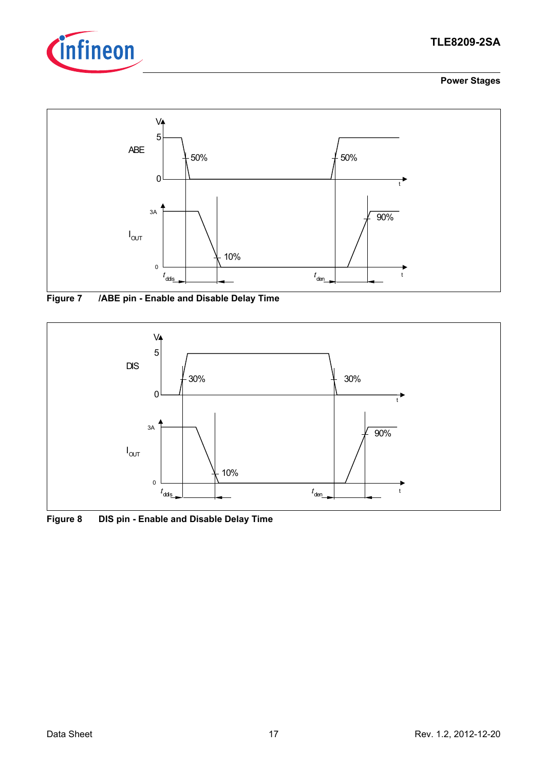Figure 7 /ABE pin - Enable and Disable Delay Time

Figure 8 DIS pin - Enable and Disable Delay Time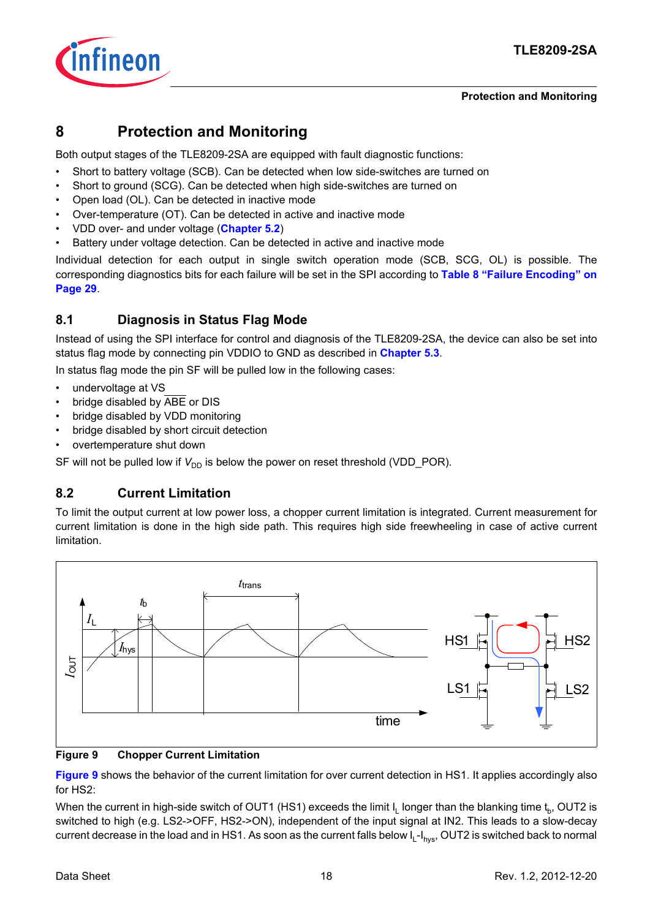// Protection and Monitoring

# 8 Protection and Monitoring

Both output stages of the TLE8209-2SA are equipped with fault diagnostic functions:

- Short to battery voltage (SCB). Can be detected when low side-switches are turned on
- Short to ground (SCG). Can be detected when high side-switches are turned on
- Open load (OL). Can be detected in inactive mode
- Over-temperature (OT). Can be detected in active and inactive mode
- VDD over- and under voltage (**Chapter 5.2**)
- Battery under voltage detection. Can be detected in active and inactive mode

Individual detection for each output in single switch operation mode (SCB, SCG, OL) is possible. The corresponding diagnostics bits for each failure will be set in the SPI according to **Table 8 "Failure Encoding" on Page 29**.

## 8.1 Diagnosis in Status Flag Mode

Instead of using the SPI interface for control and diagnosis of the TLE8209-2SA, the device can also be set into status flag mode by connecting pin VDDIO to GND as described in **Chapter 5.3**.

In status flag mode the pin SF will be pulled low in the following cases:

- undervoltage at VS
- bridge disabled by $\overline{ABE}$ or DIS
- bridge disabled by VDD monitoring
- bridge disabled by short circuit detection
- overtemperature shut down

SF will not be pulled low if $V_{DD}$ is below the power on reset threshold (VDD_POR).

## 8.2 Current Limitation

To limit the output current at low power loss, a chopper current limitation is integrated. Current measurement for current limitation is done in the high side path. This requires high side freewheeling in case of active current limitation.

**Figure 9 Chopper Current Limitation**

**Figure 9** shows the behavior of the current limitation for over current detection in HS1. It applies accordingly also for HS2:

When the current in high-side switch of OUT1 (HS1) exceeds the limit $I_L$ longer than the blanking time $t_b$, OUT2 is switched to high (e.g. LS2->OFF, HS2->ON), independent of the input signal at IN2. This leads to a slow-decay current decrease in the load and in HS1. As soon as the current falls below $I_L$-$I_{hys}$, OUT2 is switched back to normal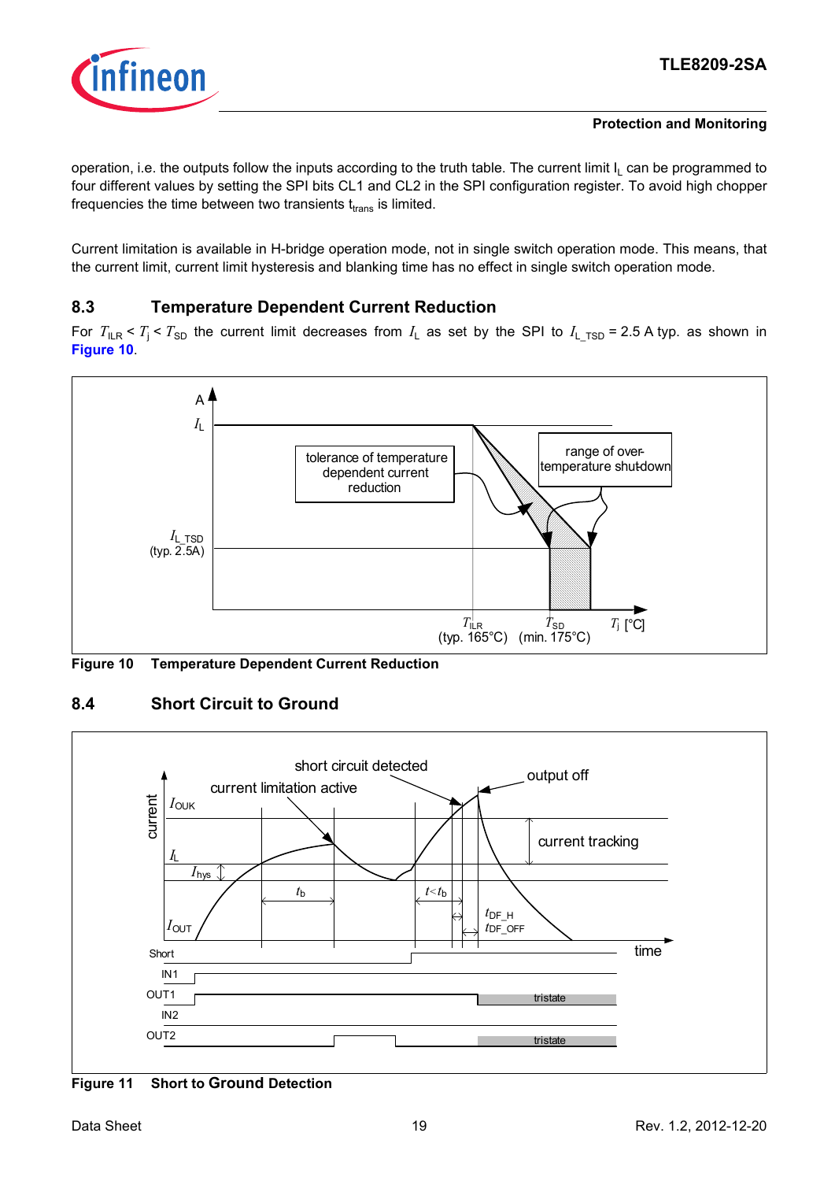operation, i.e. the outputs follow the inputs according to the truth table. The current limit $I_L$ can be programmed to four different values by setting the SPI bits CL1 and CL2 in the SPI configuration register. To avoid high chopper frequencies the time between two transients $t_{trans}$ is limited.

Current limitation is available in H-bridge operation mode, not in single switch operation mode. This means, that the current limit, current limit hysteresis and blanking time has no effect in single switch operation mode.

## 8.3 Temperature Dependent Current Reduction

For $T_{ILR} < T_j < T_{SD}$ the current limit decreases from $I_L$ as set by the SPI to $I_{L\_TSD}$ = 2.5 A typ. as shown in **Figure 10**.

**Figure 10 Temperature Dependent Current Reduction**

## 8.4 Short Circuit to Ground

**Figure 11 Short to Ground Detection**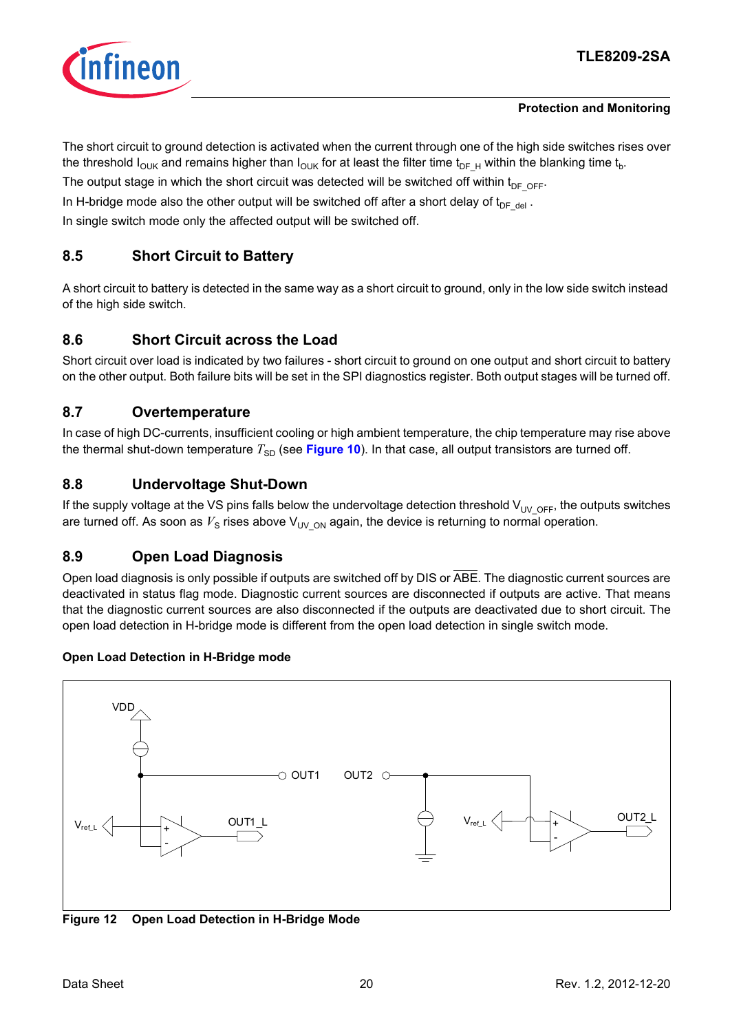The short circuit to ground detection is activated when the current through one of the high side switches rises over the threshold $I_{OUK}$ and remains higher than $I_{OUK}$ for at least the filter time $t_{DF\_H}$ within the blanking time $t_b$.

The output stage in which the short circuit was detected will be switched off within $t_{DF\_OFF}$.

In H-bridge mode also the other output will be switched off after a short delay of $t_{DF\_del}$ .

In single switch mode only the affected output will be switched off.

## 8.5 Short Circuit to Battery

A short circuit to battery is detected in the same way as a short circuit to ground, only in the low side switch instead of the high side switch.

## 8.6 Short Circuit across the Load

Short circuit over load is indicated by two failures - short circuit to ground on one output and short circuit to battery on the other output. Both failure bits will be set in the SPI diagnostics register. Both output stages will be turned off.

## 8.7 Overtemperature

In case of high DC-currents, insufficient cooling or high ambient temperature, the chip temperature may rise above the thermal shut-down temperature $T_{SD}$ (see **Figure 10**). In that case, all output transistors are turned off.

## 8.8 Undervoltage Shut-Down

If the supply voltage at the VS pins falls below the undervoltage detection threshold $V_{UV\_OFF}$, the outputs switches are turned off. As soon as $V_S$ rises above $V_{UV\_ON}$ again, the device is returning to normal operation.

## 8.9 Open Load Diagnosis

Open load diagnosis is only possible if outputs are switched off by DIS or $\overline{\text{ABE}}$. The diagnostic current sources are deactivated in status flag mode. Diagnostic current sources are disconnected if outputs are active. That means that the diagnostic current sources are also disconnected if the outputs are deactivated due to short circuit. The open load detection in H-bridge mode is different from the open load detection in single switch mode.

**Open Load Detection in H-Bridge mode**

**Figure 12 Open Load Detection in H-Bridge Mode**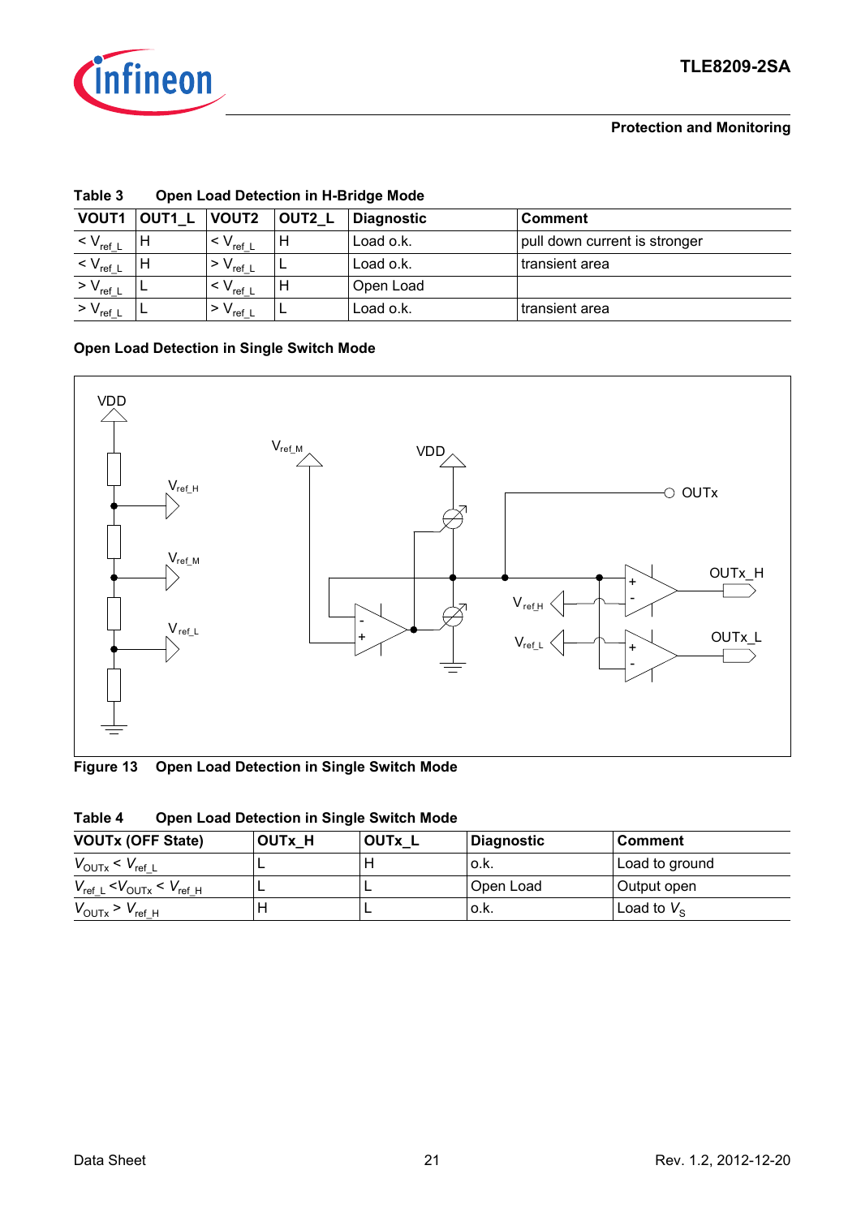**Table 3 Open Load Detection in H-Bridge Mode**

| VOUT1 | OUT1_L | VOUT2 | OUT2_L | Diagnostic | Comment |
|---|---|---|---|---|---|
| < $V_{ref\_L}$ | H | < $V_{ref\_L}$ | H | Load o.k. | pull down current is stronger |
| < $V_{ref\_L}$ | H | > $V_{ref\_L}$ | L | Load o.k. | transient area |
| > $V_{ref\_L}$ | L | < $V_{ref\_L}$ | H | Open Load | |
| > $V_{ref\_L}$ | L | > $V_{ref\_L}$ | L | Load o.k. | transient area |

### Open Load Detection in Single Switch Mode

**Figure 13 Open Load Detection in Single Switch Mode**

**Table 4 Open Load Detection in Single Switch Mode**

| VOUTx (OFF State) | OUTx_H | OUTx_L | Diagnostic | Comment |
|---|---|---|---|---|
| $V_{OUTx} < V_{ref\_L}$ | L | H | o.k. | Load to ground |
| $V_{ref\_L} < V_{OUTx} < V_{ref\_H}$ | L | L | Open Load | Output open |
| $V_{OUTx} > V_{ref\_H}$ | H | L | o.k. | Load to $V_S$ |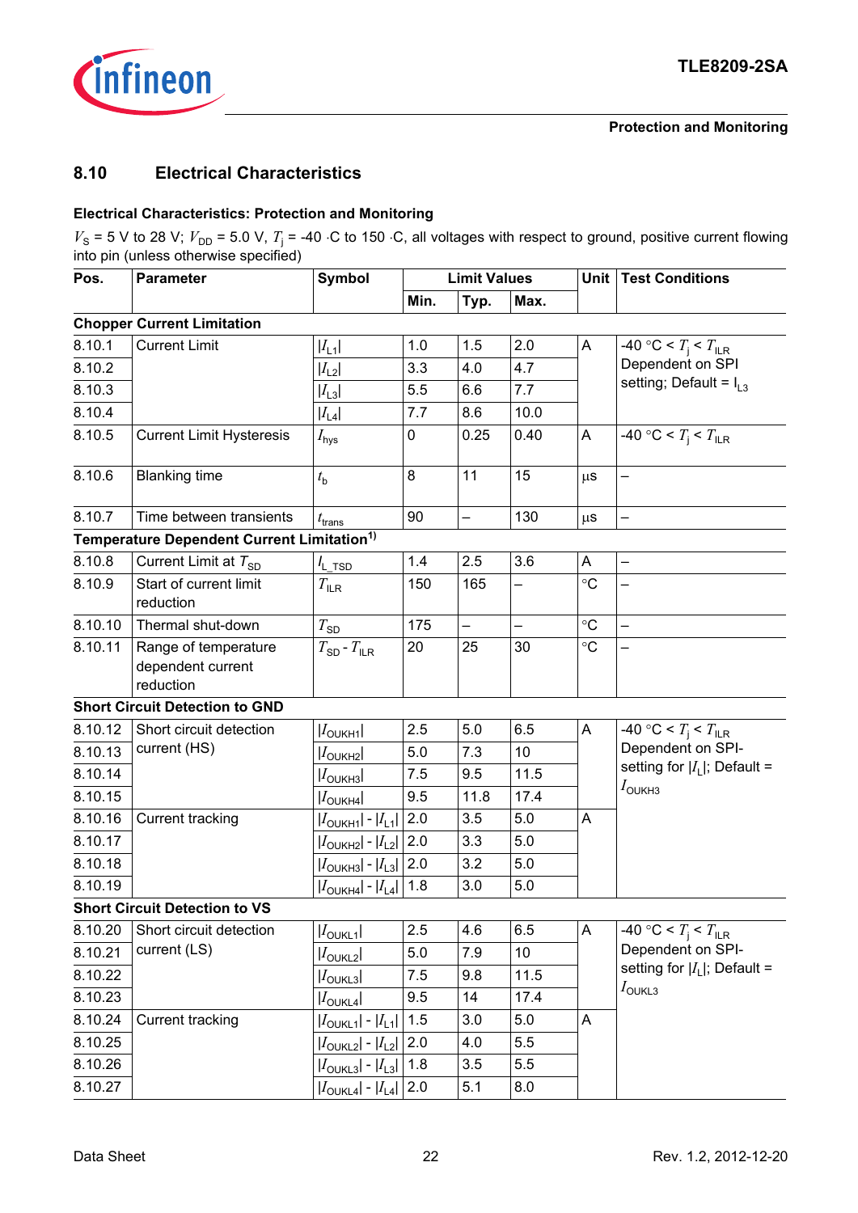## 8.10 Electrical Characteristics

**Electrical Characteristics: Protection and Monitoring**

$V_S$ = 5 V to 28 V; $V_{DD}$ = 5.0 V, $T_j$ = -40 ·C to 150 ·C, all voltages with respect to ground, positive current flowing into pin (unless otherwise specified)

| Pos. | Parameter | Symbol | Limit Values | | | Unit | Test Conditions |
|---|---|---|---|---|---|---|---|
| | | | Min. | Typ. | Max. | | |
| **Chopper Current Limitation** | | | | | | | |
| 8.10.1 | Current Limit | $\lvert I_{L1}\rvert$ | 1.0 | 1.5 | 2.0 | A | -40 °C < $T_j$ < $T_{ILR}$ Dependent on SPI setting; Default = $I_{L3}$ |
| 8.10.2 | | $\lvert I_{L2}\rvert$ | 3.3 | 4.0 | 4.7 | | |
| 8.10.3 | | $\lvert I_{L3}\rvert$ | 5.5 | 6.6 | 7.7 | | |
| 8.10.4 | | $\lvert I_{L4}\rvert$ | 7.7 | 8.6 | 10.0 | | |
| 8.10.5 | Current Limit Hysteresis | $I_{hys}$ | 0 | 0.25 | 0.40 | A | -40 °C < $T_j$ < $T_{ILR}$ |
| 8.10.6 | Blanking time | $t_b$ | 8 | 11 | 15 | µs | – |
| 8.10.7 | Time between transients | $t_{trans}$ | 90 | – | 130 | µs | – |
| **Temperature Dependent Current Limitation**[1] | | | | | | | |
| 8.10.8 | Current Limit at $T_{SD}$ | $I_{L\_TSD}$ | 1.4 | 2.5 | 3.6 | A | – |
| 8.10.9 | Start of current limit reduction | $T_{ILR}$ | 150 | 165 | – | °C | – |
| 8.10.10 | Thermal shut-down | $T_{SD}$ | 175 | – | – | °C | – |
| 8.10.11 | Range of temperature dependent current reduction | $T_{SD}$ - $T_{ILR}$ | 20 | 25 | 30 | °C | – |
| **Short Circuit Detection to GND** | | | | | | | |
| 8.10.12 | Short circuit detection current (HS) | $\lvert I_{OUKH1}\rvert$ | 2.5 | 5.0 | 6.5 | A | -40 °C < $T_j$ < $T_{ILR}$ Dependent on SPI-setting for $\lvert I_L\rvert$; Default = $I_{OUKH3}$ |
| 8.10.13 | | $\lvert I_{OUKH2}\rvert$ | 5.0 | 7.3 | 10 | | |
| 8.10.14 | | $\lvert I_{OUKH3}\rvert$ | 7.5 | 9.5 | 11.5 | | |
| 8.10.15 | | $\lvert I_{OUKH4}\rvert$ | 9.5 | 11.8 | 17.4 | | |
| 8.10.16 | Current tracking | $\lvert I_{OUKH1}\rvert$ - $\lvert I_{L1}\rvert$ | 2.0 | 3.5 | 5.0 | A | |
| 8.10.17 | | $\lvert I_{OUKH2}\rvert$ - $\lvert I_{L2}\rvert$ | 2.0 | 3.3 | 5.0 | | |
| 8.10.18 | | $\lvert I_{OUKH3}\rvert$ - $\lvert I_{L3}\rvert$ | 2.0 | 3.2 | 5.0 | | |
| 8.10.19 | | $\lvert I_{OUKH4}\rvert$ - $\lvert I_{L4}\rvert$ | 1.8 | 3.0 | 5.0 | | |
| **Short Circuit Detection to VS** | | | | | | | |
| 8.10.20 | Short circuit detection current (LS) | $\lvert I_{OUKL1}\rvert$ | 2.5 | 4.6 | 6.5 | A | -40 °C < $T_j$ < $T_{ILR}$ Dependent on SPI-setting for $\lvert I_L\rvert$; Default = $I_{OUKL3}$ |
| 8.10.21 | | $\lvert I_{OUKL2}\rvert$ | 5.0 | 7.9 | 10 | | |
| 8.10.22 | | $\lvert I_{OUKL3}\rvert$ | 7.5 | 9.8 | 11.5 | | |
| 8.10.23 | | $\lvert I_{OUKL4}\rvert$ | 9.5 | 14 | 17.4 | | |
| 8.10.24 | Current tracking | $\lvert I_{OUKL1}\rvert$ - $\lvert I_{L1}\rvert$ | 1.5 | 3.0 | 5.0 | A | |
| 8.10.25 | | $\lvert I_{OUKL2}\rvert$ - $\lvert I_{L2}\rvert$ | 2.0 | 4.0 | 5.5 | | |
| 8.10.26 | | $\lvert I_{OUKL3}\rvert$ - $\lvert I_{L3}\rvert$ | 1.8 | 3.5 | 5.5 | | |
| 8.10.27 | | $\lvert I_{OUKL4}\rvert$ - $\lvert I_{L4}\rvert$ | 2.0 | 5.1 | 8.0 | | |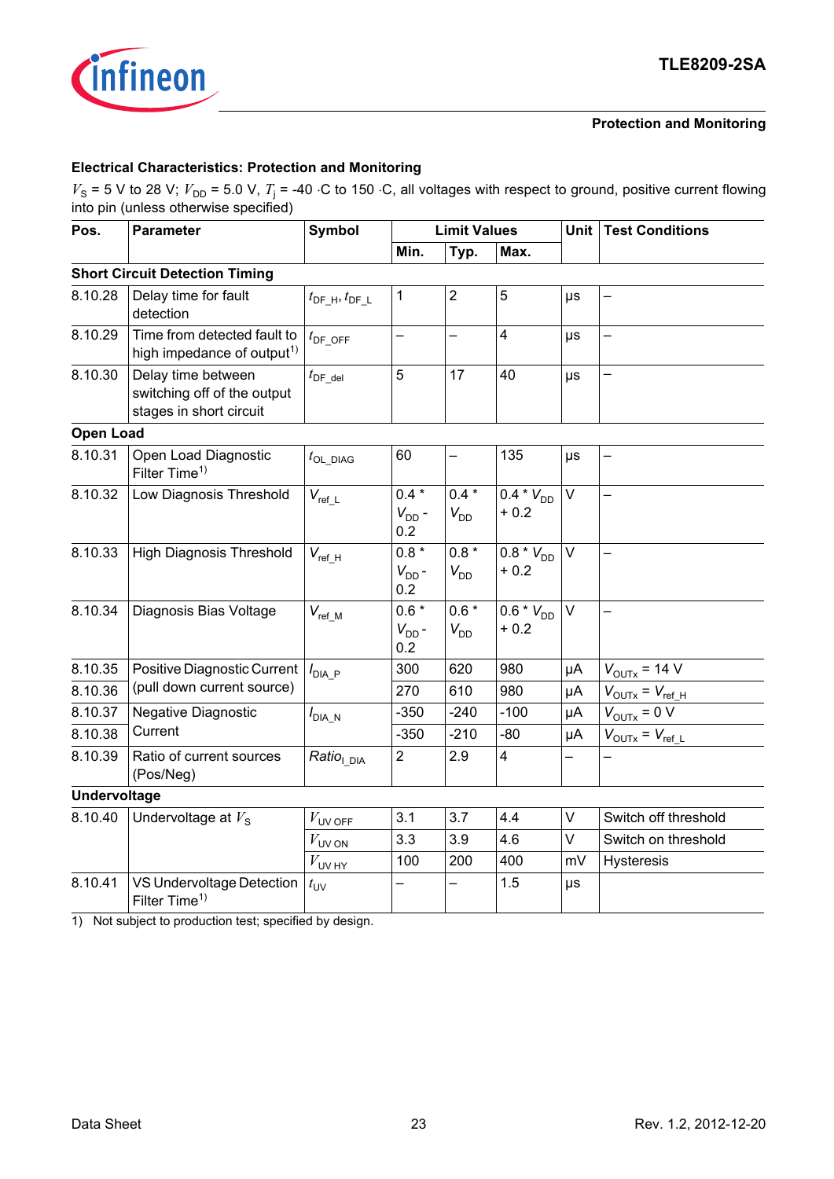## Electrical Characteristics: Protection and Monitoring

$V_S$ = 5 V to 28 V; $V_{DD}$ = 5.0 V, $T_j$ = -40 ·C to 150 ·C, all voltages with respect to ground, positive current flowing into pin (unless otherwise specified)

| Pos. | Parameter | Symbol | Limit Values | | | Unit | Test Conditions |
|---|---|---|---|---|---|---|---|
| | | | Min. | Typ. | Max. | | |
| **Short Circuit Detection Timing** | | | | | | | |
| 8.10.28 | Delay time for fault detection | $t_{DF\_H}$, $t_{DF\_L}$ | 1 | 2 | 5 | µs | – |
| 8.10.29 | Time from detected fault to high impedance of output[1] | $t_{DF\_OFF}$ | – | – | 4 | µs | – |
| 8.10.30 | Delay time between switching off of the output stages in short circuit | $t_{DF\_del}$ | 5 | 17 | 40 | µs | – |
| **Open Load** | | | | | | | |
| 8.10.31 | Open Load Diagnostic Filter Time[1] | $t_{OL\_DIAG}$ | 60 | – | 135 | µs | – |
| 8.10.32 | Low Diagnosis Threshold | $V_{ref\_L}$ | 0.4 * $V_{DD}$ - 0.2 | 0.4 * $V_{DD}$ | 0.4 * $V_{DD}$ + 0.2 | V | – |
| 8.10.33 | High Diagnosis Threshold | $V_{ref\_H}$ | 0.8 * $V_{DD}$ - 0.2 | 0.8 * $V_{DD}$ | 0.8 * $V_{DD}$ + 0.2 | V | – |
| 8.10.34 | Diagnosis Bias Voltage | $V_{ref\_M}$ | 0.6 * $V_{DD}$ - 0.2 | 0.6 * $V_{DD}$ | 0.6 * $V_{DD}$ + 0.2 | V | – |
| 8.10.35 | Positive Diagnostic Current (pull down current source) | $I_{DIA\_P}$ | 300 | 620 | 980 | µA | $V_{OUTx}$ = 14 V |
| 8.10.36 | | | 270 | 610 | 980 | µA | $V_{OUTx}$ = $V_{ref\_H}$ |
| 8.10.37 | Negative Diagnostic Current | $I_{DIA\_N}$ | -350 | -240 | -100 | µA | $V_{OUTx}$ = 0 V |
| 8.10.38 | | | -350 | -210 | -80 | µA | $V_{OUTx}$ = $V_{ref\_L}$ |
| 8.10.39 | Ratio of current sources (Pos/Neg) | $Ratio_{I\_DIA}$ | 2 | 2.9 | 4 | – | – |
| **Undervoltage** | | | | | | | |
| 8.10.40 | Undervoltage at $V_S$ | $V_{UV\ OFF}$ | 3.1 | 3.7 | 4.4 | V | Switch off threshold |
| | | $V_{UV\ ON}$ | 3.3 | 3.9 | 4.6 | V | Switch on threshold |
| | | $V_{UV\ HY}$ | 100 | 200 | 400 | mV | Hysteresis |
| 8.10.41 | VS Undervoltage Detection Filter Time[1] | $t_{UV}$ | – | – | 1.5 | µs | |

1) Not subject to production test; specified by design.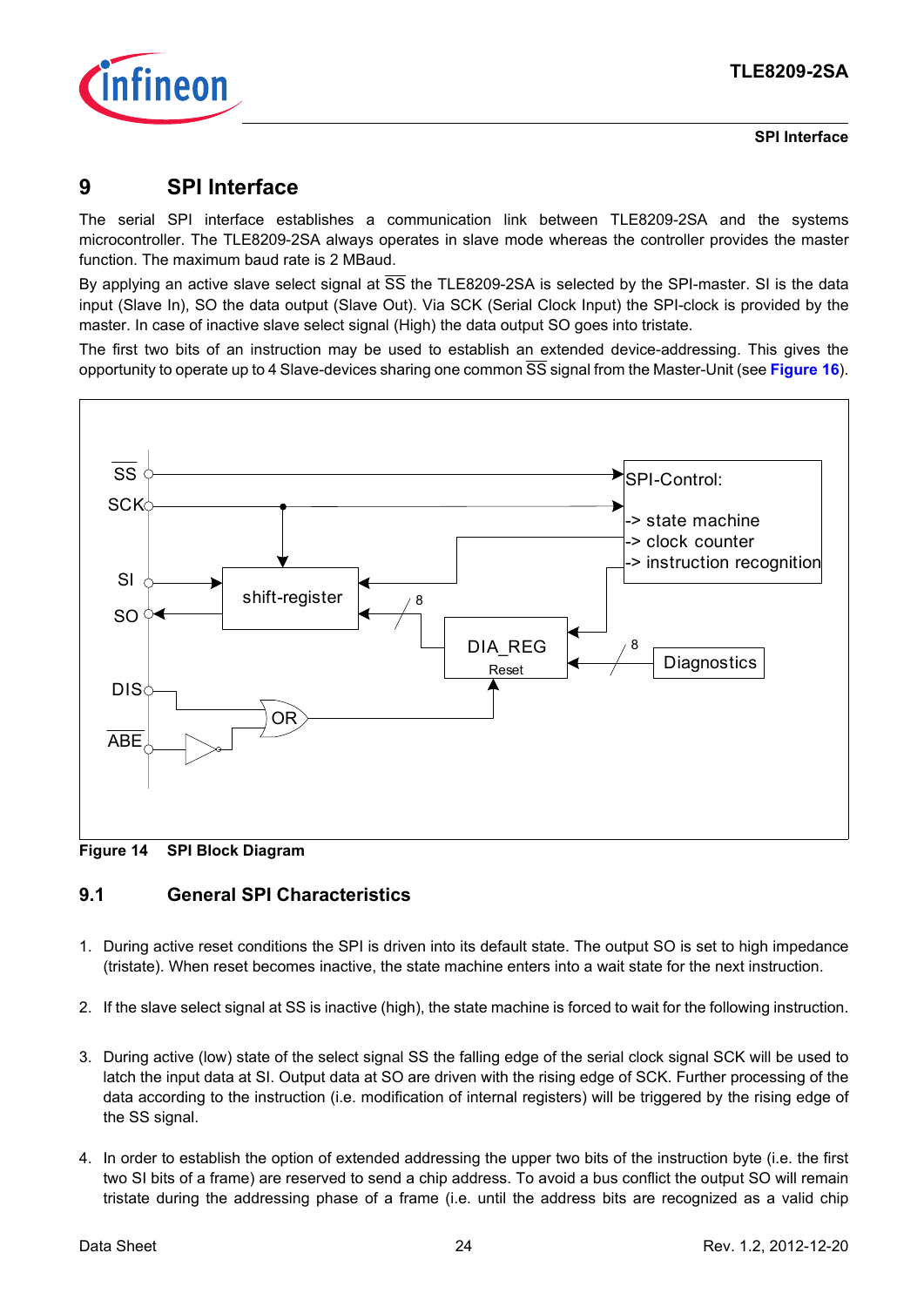# 9 SPI Interface

The serial SPI interface establishes a communication link between TLE8209-2SA and the systems microcontroller. The TLE8209-2SA always operates in slave mode whereas the controller provides the master function. The maximum baud rate is 2 MBaud.

By applying an active slave select signal at $\overline{SS}$ the TLE8209-2SA is selected by the SPI-master. SI is the data input (Slave In), SO the data output (Slave Out). Via SCK (Serial Clock Input) the SPI-clock is provided by the master. In case of inactive slave select signal (High) the data output SO goes into tristate.

The first two bits of an instruction may be used to establish an extended device-addressing. This gives the opportunity to operate up to 4 Slave-devices sharing one common $\overline{SS}$ signal from the Master-Unit (see **Figure 16**).

**Figure 14 SPI Block Diagram**

## 9.1 General SPI Characteristics

1. During active reset conditions the SPI is driven into its default state. The output SO is set to high impedance (tristate). When reset becomes inactive, the state machine enters into a wait state for the next instruction.

2. If the slave select signal at SS is inactive (high), the state machine is forced to wait for the following instruction.

3. During active (low) state of the select signal SS the falling edge of the serial clock signal SCK will be used to latch the input data at SI. Output data at SO are driven with the rising edge of SCK. Further processing of the data according to the instruction (i.e. modification of internal registers) will be triggered by the rising edge of the SS signal.

4. In order to establish the option of extended addressing the upper two bits of the instruction byte (i.e. the first two SI bits of a frame) are reserved to send a chip address. To avoid a bus conflict the output SO will remain tristate during the addressing phase of a frame (i.e. until the address bits are recognized as a valid chip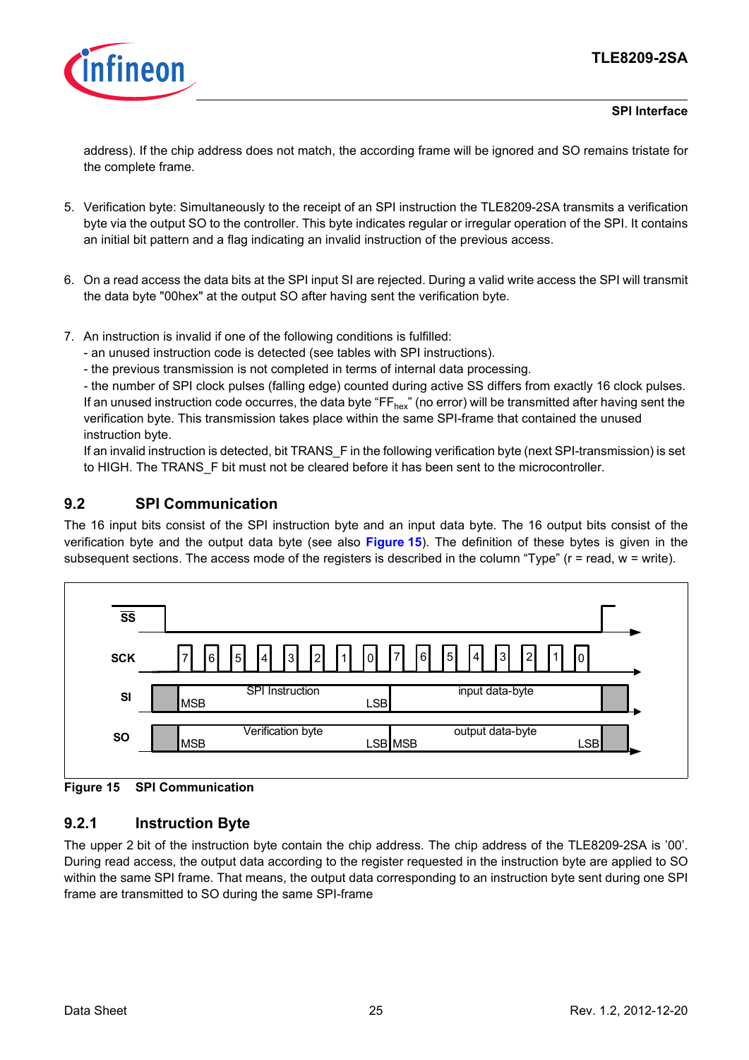address). If the chip address does not match, the according frame will be ignored and SO remains tristate for the complete frame.

5. Verification byte: Simultaneously to the receipt of an SPI instruction the TLE8209-2SA transmits a verification byte via the output SO to the controller. This byte indicates regular or irregular operation of the SPI. It contains an initial bit pattern and a flag indicating an invalid instruction of the previous access.

6. On a read access the data bits at the SPI input SI are rejected. During a valid write access the SPI will transmit the data byte "00hex" at the output SO after having sent the verification byte.

7. An instruction is invalid if one of the following conditions is fulfilled:
   - an unused instruction code is detected (see tables with SPI instructions).
   - the previous transmission is not completed in terms of internal data processing.
   - the number of SPI clock pulses (falling edge) counted during active SS differs from exactly 16 clock pulses.
   If an unused instruction code occurres, the data byte "$FF_{hex}$" (no error) will be transmitted after having sent the verification byte. This transmission takes place within the same SPI-frame that contained the unused instruction byte.
   If an invalid instruction is detected, bit TRANS_F in the following verification byte (next SPI-transmission) is set to HIGH. The TRANS_F bit must not be cleared before it has been sent to the microcontroller.

## 9.2 SPI Communication

The 16 input bits consist of the SPI instruction byte and an input data byte. The 16 output bits consist of the verification byte and the output data byte (see also **Figure 15**). The definition of these bytes is given in the subsequent sections. The access mode of the registers is described in the column "Type" (r = read, w = write).

**Figure 15 SPI Communication**

### 9.2.1 Instruction Byte

The upper 2 bit of the instruction byte contain the chip address. The chip address of the TLE8209-2SA is '00'. During read access, the output data according to the register requested in the instruction byte are applied to SO within the same SPI frame. That means, the output data corresponding to an instruction byte sent during one SPI frame are transmitted to SO during the same SPI-frame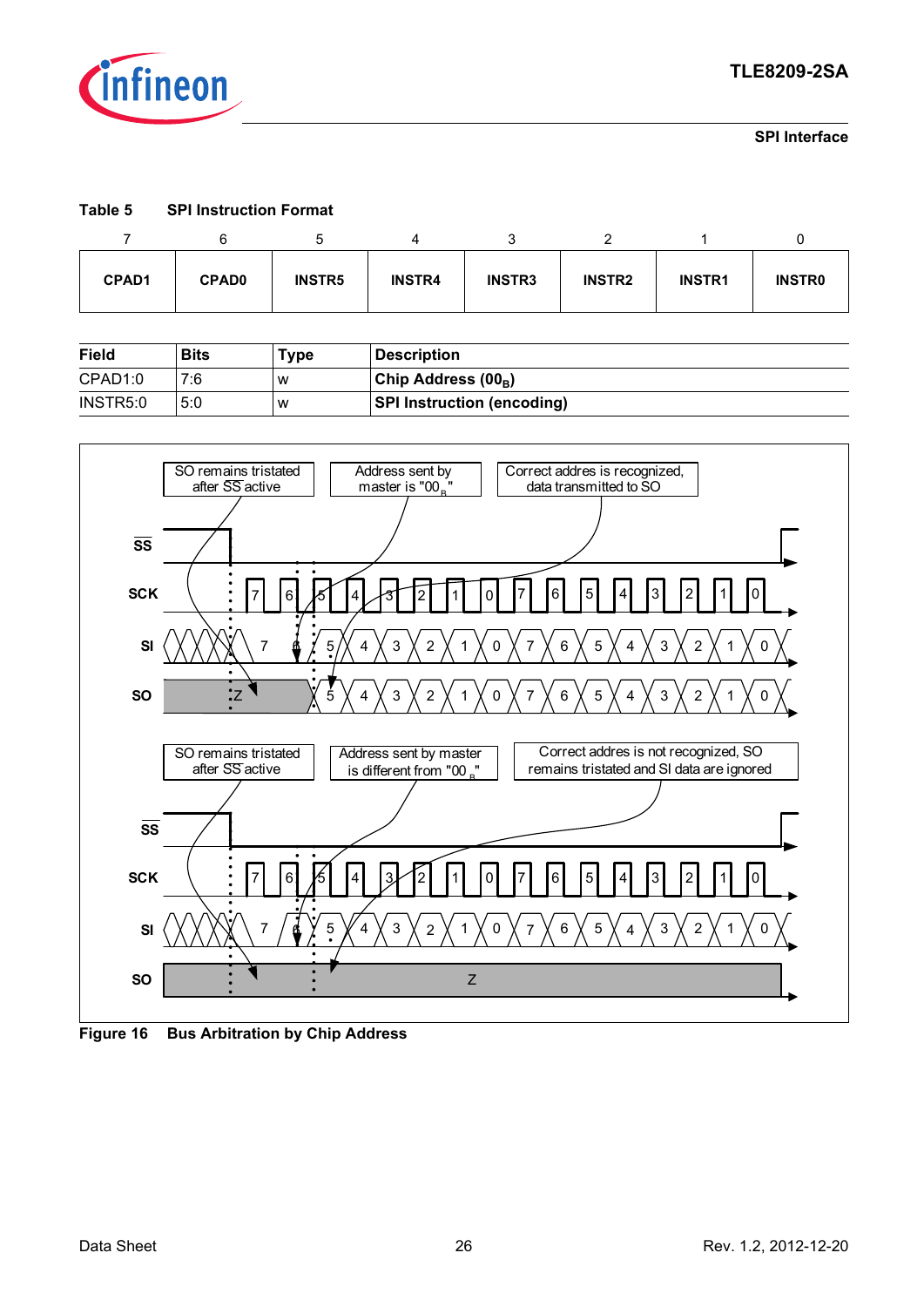**Table 5 SPI Instruction Format**

| 7 | 6 | 5 | 4 | 3 | 2 | 1 | 0 |
|---|---|---|---|---|---|---|---|
| **CPAD1** | **CPAD0** | **INSTR5** | **INSTR4** | **INSTR3** | **INSTR2** | **INSTR1** | **INSTR0** |

| Field | Bits | Type | Description |
|---|---|---|---|
| CPAD1:0 | 7:6 | w | **Chip Address ($00_B$)** |
| INSTR5:0 | 5:0 | w | **SPI Instruction (encoding)** |

SO remains tristated after $\overline{SS}$ active

Address sent by master is "$00_B$"

Correct addres is recognized, data transmitted to SO

SO remains tristated after $\overline{SS}$ active

Address sent by master is different from "$00_B$"

Correct addres is not recognized, SO remains tristated and SI data are ignored

**Figure 16 Bus Arbitration by Chip Address**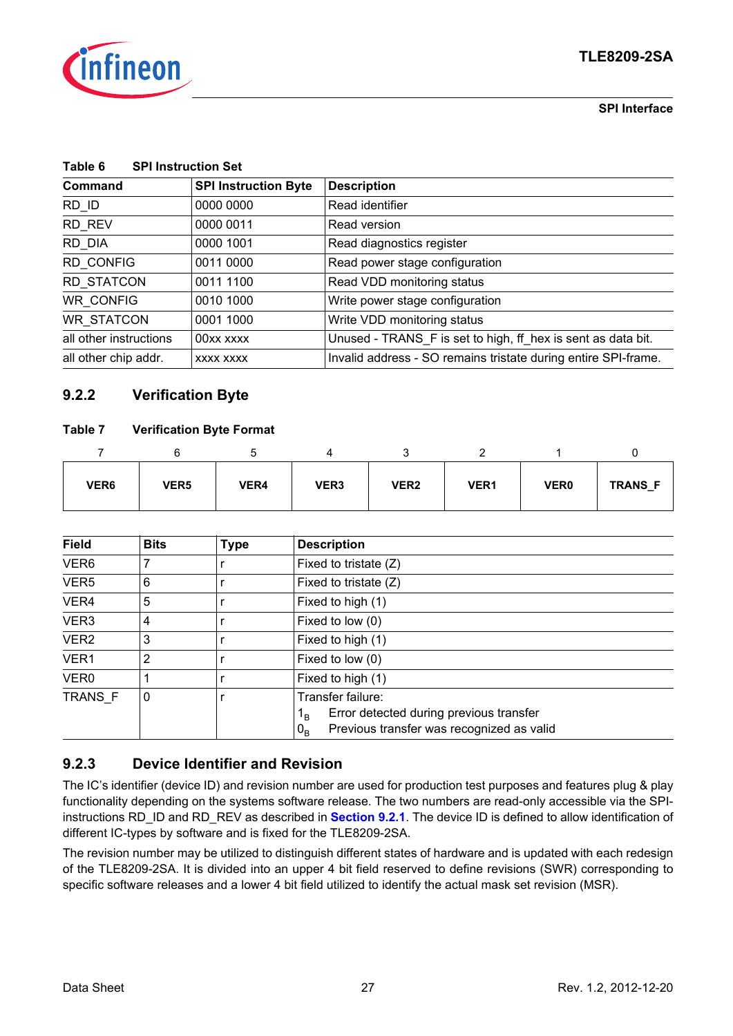**Table 6 SPI Instruction Set**

| Command | SPI Instruction Byte | Description |
|---|---|---|
| RD_ID | 0000 0000 | Read identifier |
| RD_REV | 0000 0011 | Read version |
| RD_DIA | 0000 1001 | Read diagnostics register |
| RD_CONFIG | 0011 0000 | Read power stage configuration |
| RD_STATCON | 0011 1100 | Read VDD monitoring status |
| WR_CONFIG | 0010 1000 | Write power stage configuration |
| WR_STATCON | 0001 1000 | Write VDD monitoring status |
| all other instructions | 00xx xxxx | Unused - TRANS_F is set to high, ff_hex is sent as data bit. |
| all other chip addr. | xxxx xxxx | Invalid address - SO remains tristate during entire SPI-frame. |

### 9.2.2 Verification Byte

**Table 7 Verification Byte Format**

| 7 | 6 | 5 | 4 | 3 | 2 | 1 | 0 |
|---|---|---|---|---|---|---|---|
| VER6 | VER5 | VER4 | VER3 | VER2 | VER1 | VER0 | TRANS_F |

| Field | Bits | Type | Description |
|---|---|---|---|
| VER6 | 7 | r | Fixed to tristate (Z) |
| VER5 | 6 | r | Fixed to tristate (Z) |
| VER4 | 5 | r | Fixed to high (1) |
| VER3 | 4 | r | Fixed to low (0) |
| VER2 | 3 | r | Fixed to high (1) |
| VER1 | 2 | r | Fixed to low (0) |
| VER0 | 1 | r | Fixed to high (1) |
| TRANS_F | 0 | r | Transfer failure:<br>$1_B$ Error detected during previous transfer<br>$0_B$ Previous transfer was recognized as valid |

### 9.2.3 Device Identifier and Revision

The IC's identifier (device ID) and revision number are used for production test purposes and features plug & play functionality depending on the systems software release. The two numbers are read-only accessible via the SPI-instructions RD_ID and RD_REV as described in **Section 9.2.1**. The device ID is defined to allow identification of different IC-types by software and is fixed for the TLE8209-2SA.

The revision number may be utilized to distinguish different states of hardware and is updated with each redesign of the TLE8209-2SA. It is divided into an upper 4 bit field reserved to define revisions (SWR) corresponding to specific software releases and a lower 4 bit field utilized to identify the actual mask set revision (MSR).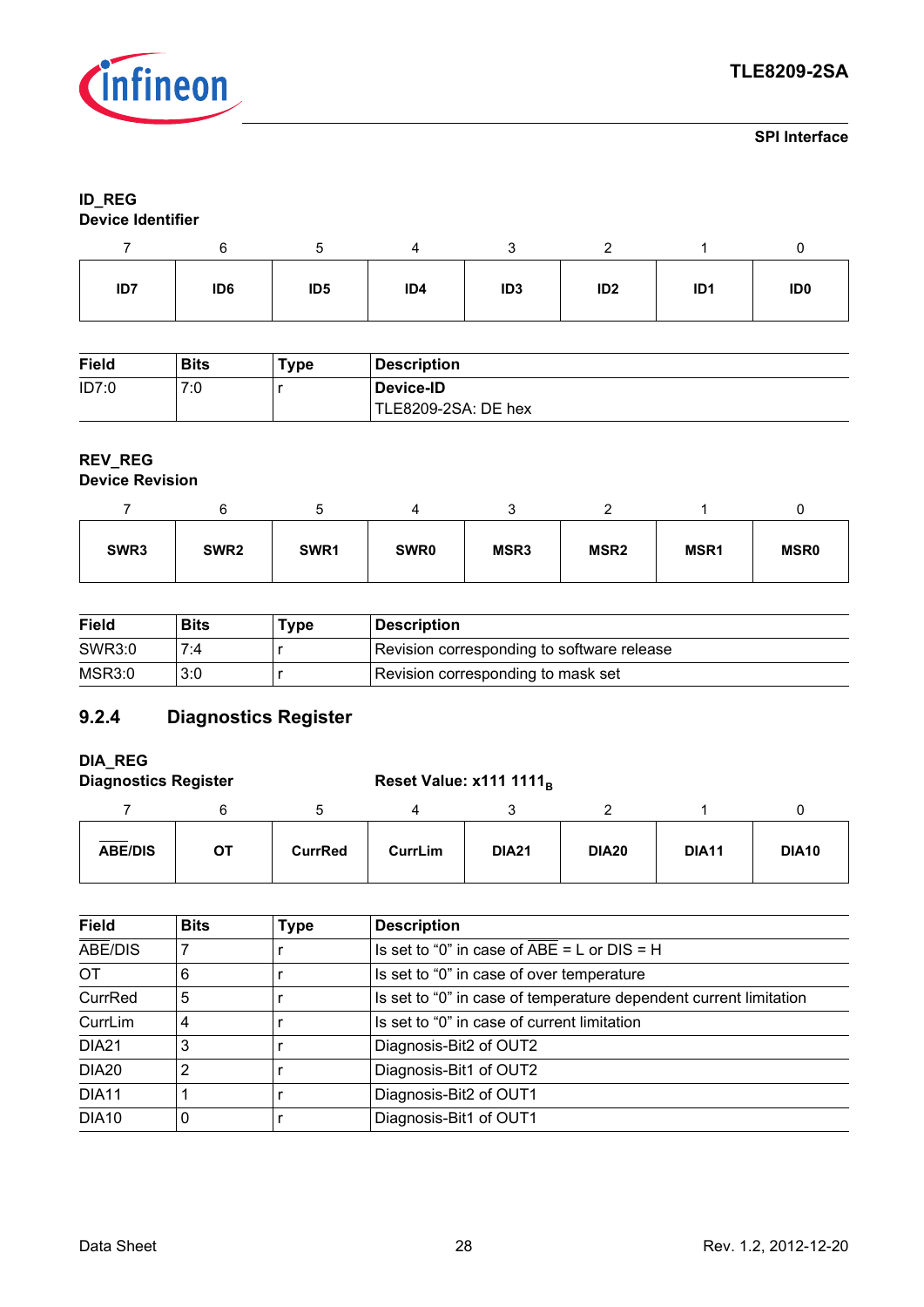**ID_REG**
**Device Identifier**

| 7 | 6 | 5 | 4 | 3 | 2 | 1 | 0 |
|---|---|---|---|---|---|---|---|
| **ID7** | **ID6** | **ID5** | **ID4** | **ID3** | **ID2** | **ID1** | **ID0** |

| Field | Bits | Type | Description |
|---|---|---|---|
| ID7:0 | 7:0 | r | **Device-ID**<br>TLE8209-2SA: DE hex |

**REV_REG**
**Device Revision**

| 7 | 6 | 5 | 4 | 3 | 2 | 1 | 0 |
|---|---|---|---|---|---|---|---|
| **SWR3** | **SWR2** | **SWR1** | **SWR0** | **MSR3** | **MSR2** | **MSR1** | **MSR0** |

| Field | Bits | Type | Description |
|---|---|---|---|
| SWR3:0 | 7:4 | r | Revision corresponding to software release |
| MSR3:0 | 3:0 | r | Revision corresponding to mask set |

### 9.2.4 Diagnostics Register

**DIA_REG**
**Diagnostics Register** **Reset Value: x111 1111$_B$**

| 7 | 6 | 5 | 4 | 3 | 2 | 1 | 0 |
|---|---|---|---|---|---|---|---|
| **$\overline{\text{ABE}}$/DIS** | **OT** | **CurrRed** | **CurrLim** | **DIA21** | **DIA20** | **DIA11** | **DIA10** |

| Field | Bits | Type | Description |
|---|---|---|---|
| $\overline{\text{ABE}}$/DIS | 7 | r | Is set to “0” in case of $\overline{\text{ABE}}$ = L or DIS = H |
| OT | 6 | r | Is set to “0” in case of over temperature |
| CurrRed | 5 | r | Is set to “0” in case of temperature dependent current limitation |
| CurrLim | 4 | r | Is set to “0” in case of current limitation |
| DIA21 | 3 | r | Diagnosis-Bit2 of OUT2 |
| DIA20 | 2 | r | Diagnosis-Bit1 of OUT2 |
| DIA11 | 1 | r | Diagnosis-Bit2 of OUT1 |
| DIA10 | 0 | r | Diagnosis-Bit1 of OUT1 |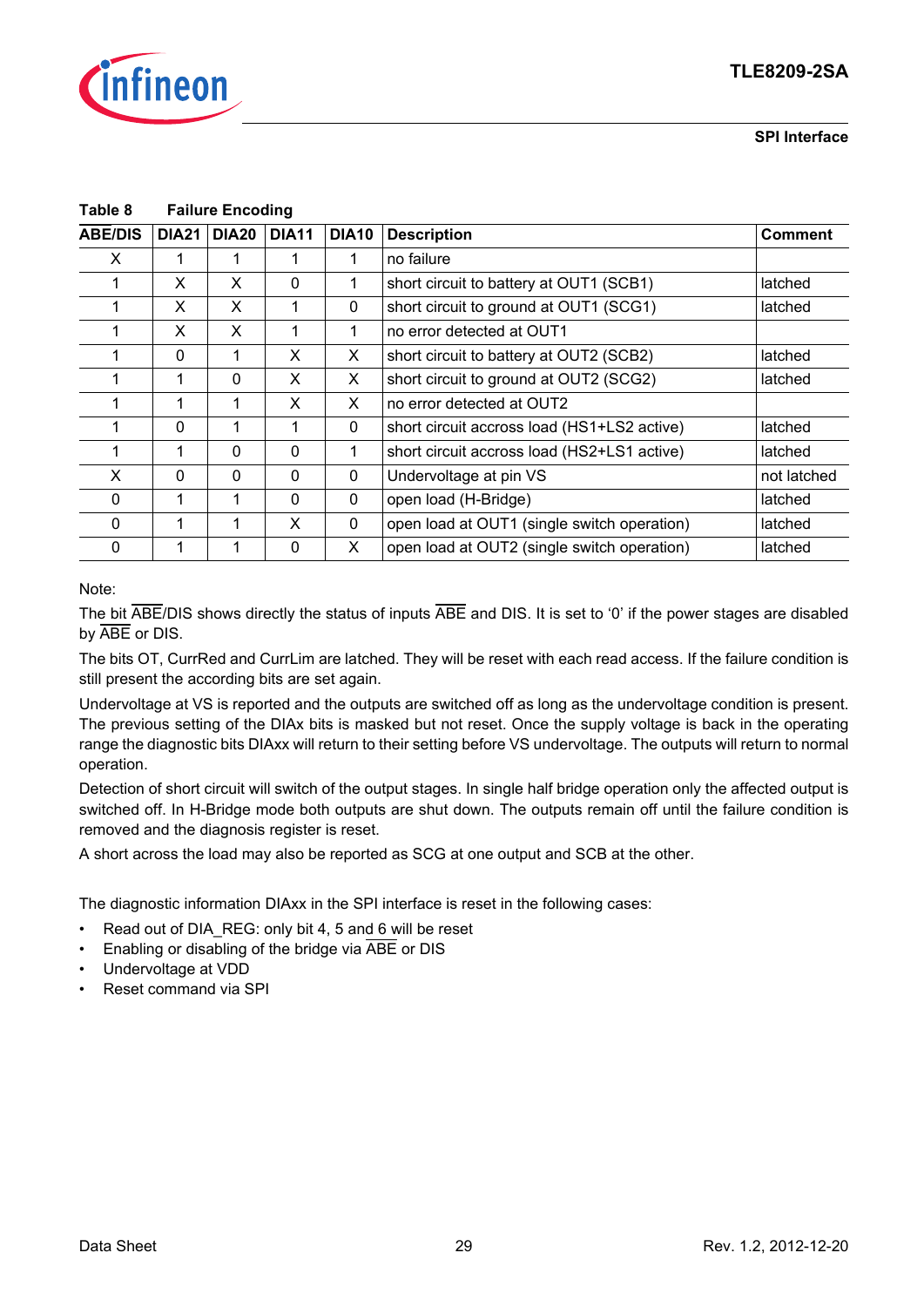**Table 8 Failure Encoding**

| ABE/DIS | DIA21 | DIA20 | DIA11 | DIA10 | Description | Comment |
|---|---|---|---|---|---|---|
| X | 1 | 1 | 1 | 1 | no failure | |
| 1 | X | X | 0 | 1 | short circuit to battery at OUT1 (SCB1) | latched |
| 1 | X | X | 1 | 0 | short circuit to ground at OUT1 (SCG1) | latched |
| 1 | X | X | 1 | 1 | no error detected at OUT1 | |
| 1 | 0 | 1 | X | X | short circuit to battery at OUT2 (SCB2) | latched |
| 1 | 1 | 0 | X | X | short circuit to ground at OUT2 (SCG2) | latched |
| 1 | 1 | 1 | X | X | no error detected at OUT2 | |
| 1 | 0 | 1 | 1 | 0 | short circuit accross load (HS1+LS2 active) | latched |
| 1 | 1 | 0 | 0 | 1 | short circuit accross load (HS2+LS1 active) | latched |
| X | 0 | 0 | 0 | 0 | Undervoltage at pin VS | not latched |
| 0 | 1 | 1 | 0 | 0 | open load (H-Bridge) | latched |
| 0 | 1 | 1 | X | 0 | open load at OUT1 (single switch operation) | latched |
| 0 | 1 | 1 | 0 | X | open load at OUT2 (single switch operation) | latched |

Note:

The bit $\overline{ABE}$/DIS shows directly the status of inputs $\overline{ABE}$ and DIS. It is set to '0' if the power stages are disabled by $\overline{ABE}$ or DIS.

The bits OT, CurrRed and CurrLim are latched. They will be reset with each read access. If the failure condition is still present the according bits are set again.

Undervoltage at VS is reported and the outputs are switched off as long as the undervoltage condition is present. The previous setting of the DIAx bits is masked but not reset. Once the supply voltage is back in the operating range the diagnostic bits DIAxx will return to their setting before VS undervoltage. The outputs will return to normal operation.

Detection of short circuit will switch of the output stages. In single half bridge operation only the affected output is switched off. In H-Bridge mode both outputs are shut down. The outputs remain off until the failure condition is removed and the diagnosis register is reset.

A short across the load may also be reported as SCG at one output and SCB at the other.

The diagnostic information DIAxx in the SPI interface is reset in the following cases:

- Read out of DIA_REG: only bit 4, 5 and 6 will be reset
- Enabling or disabling of the bridge via $\overline{ABE}$ or DIS
- Undervoltage at VDD
- Reset command via SPI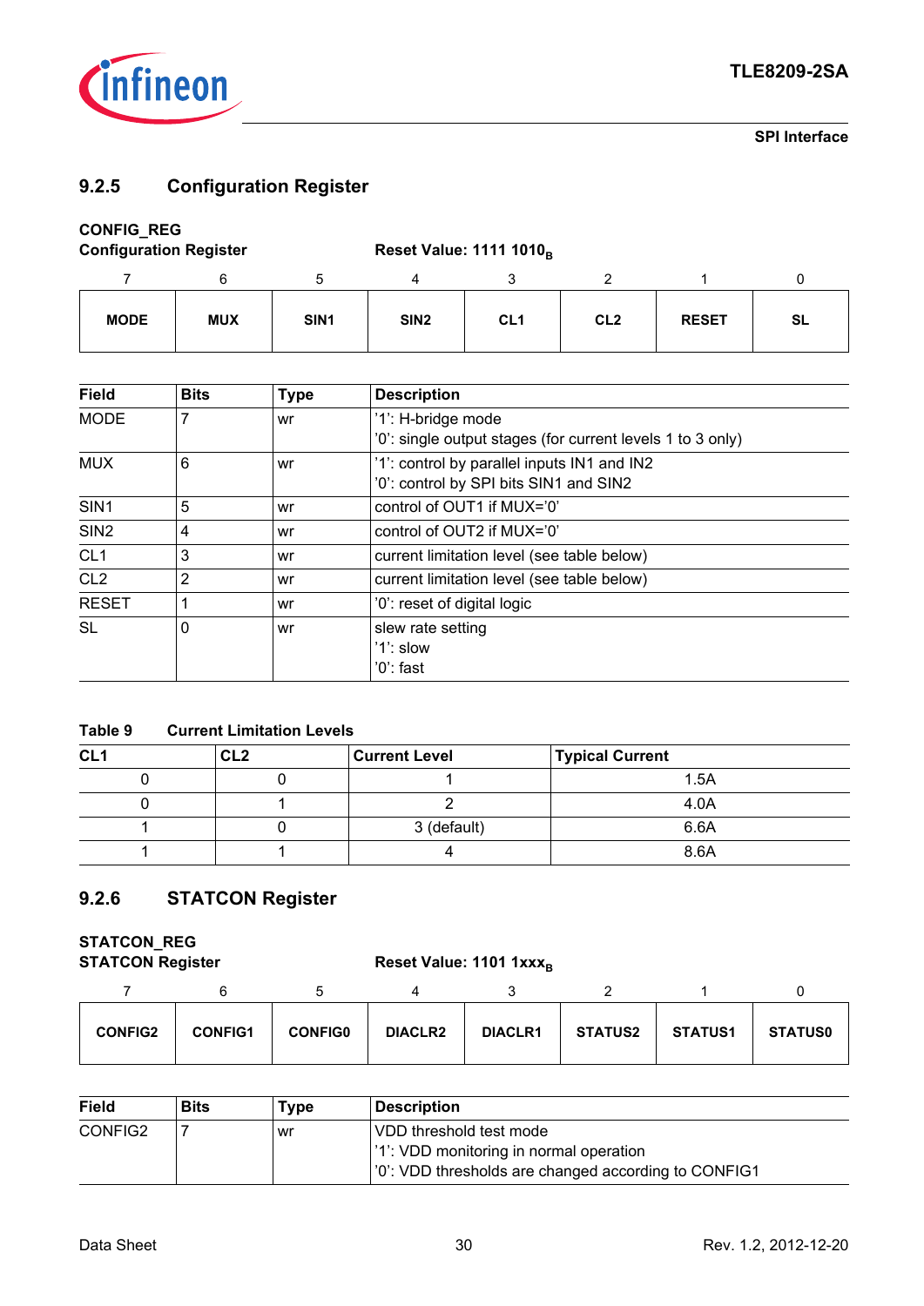### 9.2.5 Configuration Register

**CONFIG_REG**
**Configuration Register** **Reset Value: 1111 1010$_B$**

| 7 | 6 | 5 | 4 | 3 | 2 | 1 | 0 |
|---|---|---|---|---|---|---|---|
| **MODE** | **MUX** | **SIN1** | **SIN2** | **CL1** | **CL2** | **RESET** | **SL** |

| Field | Bits | Type | Description |
|---|---|---|---|
| MODE | 7 | wr | '1': H-bridge mode<br>'0': single output stages (for current levels 1 to 3 only) |
| MUX | 6 | wr | '1': control by parallel inputs IN1 and IN2<br>'0': control by SPI bits SIN1 and SIN2 |
| SIN1 | 5 | wr | control of OUT1 if MUX='0' |
| SIN2 | 4 | wr | control of OUT2 if MUX='0' |
| CL1 | 3 | wr | current limitation level (see table below) |
| CL2 | 2 | wr | current limitation level (see table below) |
| RESET | 1 | wr | '0': reset of digital logic |
| SL | 0 | wr | slew rate setting<br>'1': slow<br>'0': fast |

**Table 9 Current Limitation Levels**

| CL1 | CL2 | Current Level | Typical Current |
|---|---|---|---|
| 0 | 0 | 1 | 1.5A |
| 0 | 1 | 2 | 4.0A |
| 1 | 0 | 3 (default) | 6.6A |
| 1 | 1 | 4 | 8.6A |

### 9.2.6 STATCON Register

**STATCON_REG**
**STATCON Register** **Reset Value: 1101 1xxx$_B$**

| 7 | 6 | 5 | 4 | 3 | 2 | 1 | 0 |
|---|---|---|---|---|---|---|---|
| **CONFIG2** | **CONFIG1** | **CONFIG0** | **DIACLR2** | **DIACLR1** | **STATUS2** | **STATUS1** | **STATUS0** |

| Field | Bits | Type | Description |
|---|---|---|---|
| CONFIG2 | 7 | wr | VDD threshold test mode<br>'1': VDD monitoring in normal operation<br>'0': VDD thresholds are changed according to CONFIG1 |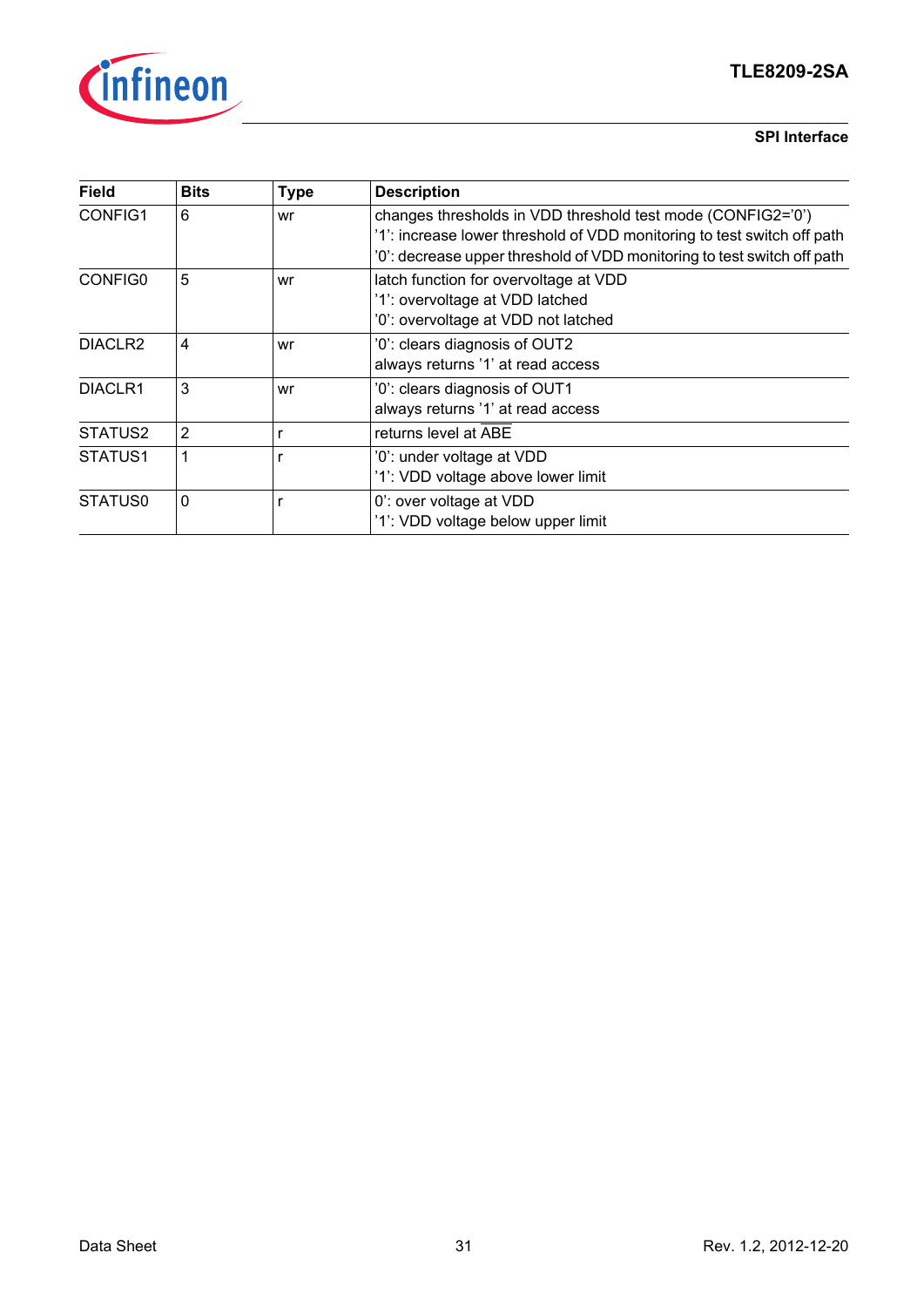| Field | Bits | Type | Description |
|---|---|---|---|
| CONFIG1 | 6 | wr | changes thresholds in VDD threshold test mode (CONFIG2='0')<br>'1': increase lower threshold of VDD monitoring to test switch off path<br>'0': decrease upper threshold of VDD monitoring to test switch off path |
| CONFIG0 | 5 | wr | latch function for overvoltage at VDD<br>'1': overvoltage at VDD latched<br>'0': overvoltage at VDD not latched |
| DIACLR2 | 4 | wr | '0': clears diagnosis of OUT2<br>always returns '1' at read access |
| DIACLR1 | 3 | wr | '0': clears diagnosis of OUT1<br>always returns '1' at read access |
| STATUS2 | 2 | r | returns level at $\overline{ABE}$ |
| STATUS1 | 1 | r | '0': under voltage at VDD<br>'1': VDD voltage above lower limit |
| STATUS0 | 0 | r | 0': over voltage at VDD<br>'1': VDD voltage below upper limit |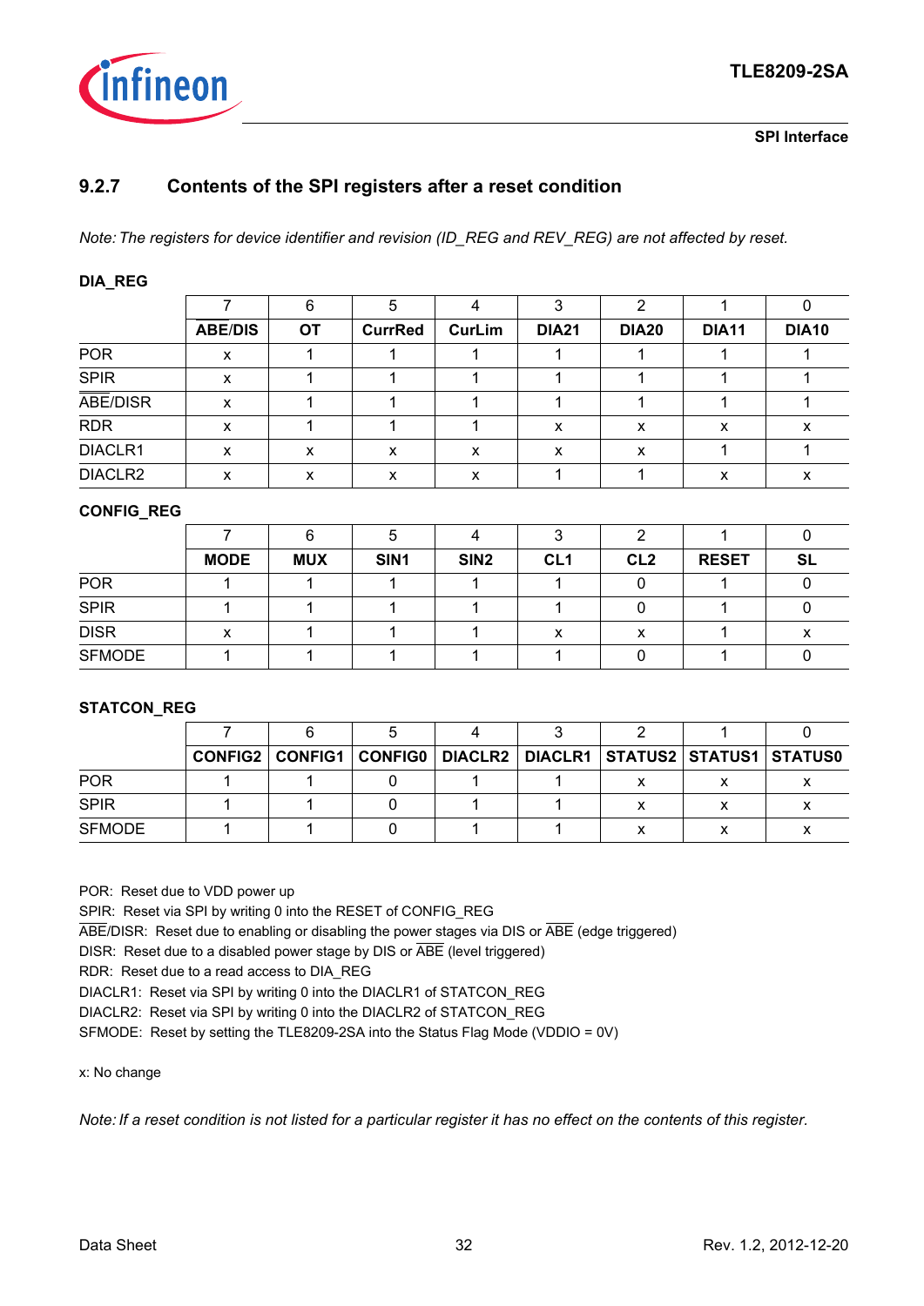### 9.2.7 Contents of the SPI registers after a reset condition

*Note: The registers for device identifier and revision (ID_REG and REV_REG) are not affected by reset.*

**DIA_REG**

| | 7 | 6 | 5 | 4 | 3 | 2 | 1 | 0 |
|---|---|---|---|---|---|---|---|---|
| | **$\overline{\text{ABE}}$/DIS** | **OT** | **CurrRed** | **CurLim** | **DIA21** | **DIA20** | **DIA11** | **DIA10** |
| POR | x | 1 | 1 | 1 | 1 | 1 | 1 | 1 |
| SPIR | x | 1 | 1 | 1 | 1 | 1 | 1 | 1 |
| $\overline{\text{ABE}}$/DISR | x | 1 | 1 | 1 | 1 | 1 | 1 | 1 |
| RDR | x | 1 | 1 | 1 | x | x | x | x |
| DIACLR1 | x | x | x | x | x | x | 1 | 1 |
| DIACLR2 | x | x | x | x | 1 | 1 | x | x |

**CONFIG_REG**

| | 7 | 6 | 5 | 4 | 3 | 2 | 1 | 0 |
|---|---|---|---|---|---|---|---|---|
| | **MODE** | **MUX** | **SIN1** | **SIN2** | **CL1** | **CL2** | **RESET** | **SL** |
| POR | 1 | 1 | 1 | 1 | 1 | 0 | 1 | 0 |
| SPIR | 1 | 1 | 1 | 1 | 1 | 0 | 1 | 0 |
| DISR | x | 1 | 1 | 1 | x | x | 1 | x |
| SFMODE | 1 | 1 | 1 | 1 | 1 | 0 | 1 | 0 |

**STATCON_REG**

| | 7 | 6 | 5 | 4 | 3 | 2 | 1 | 0 |
|---|---|---|---|---|---|---|---|---|
| | **CONFIG2** | **CONFIG1** | **CONFIG0** | **DIACLR2** | **DIACLR1** | **STATUS2** | **STATUS1** | **STATUS0** |
| POR | 1 | 1 | 0 | 1 | 1 | x | x | x |
| SPIR | 1 | 1 | 0 | 1 | 1 | x | x | x |
| SFMODE | 1 | 1 | 0 | 1 | 1 | x | x | x |

POR: Reset due to VDD power up

SPIR: Reset via SPI by writing 0 into the RESET of CONFIG_REG

$\overline{\text{ABE}}$/DISR: Reset due to enabling or disabling the power stages via DIS or $\overline{\text{ABE}}$ (edge triggered)

DISR: Reset due to a disabled power stage by DIS or $\overline{\text{ABE}}$ (level triggered)

RDR: Reset due to a read access to DIA_REG

DIACLR1: Reset via SPI by writing 0 into the DIACLR1 of STATCON_REG

DIACLR2: Reset via SPI by writing 0 into the DIACLR2 of STATCON_REG

SFMODE: Reset by setting the TLE8209-2SA into the Status Flag Mode (VDDIO = 0V)

x: No change

*Note: If a reset condition is not listed for a particular register it has no effect on the contents of this register.*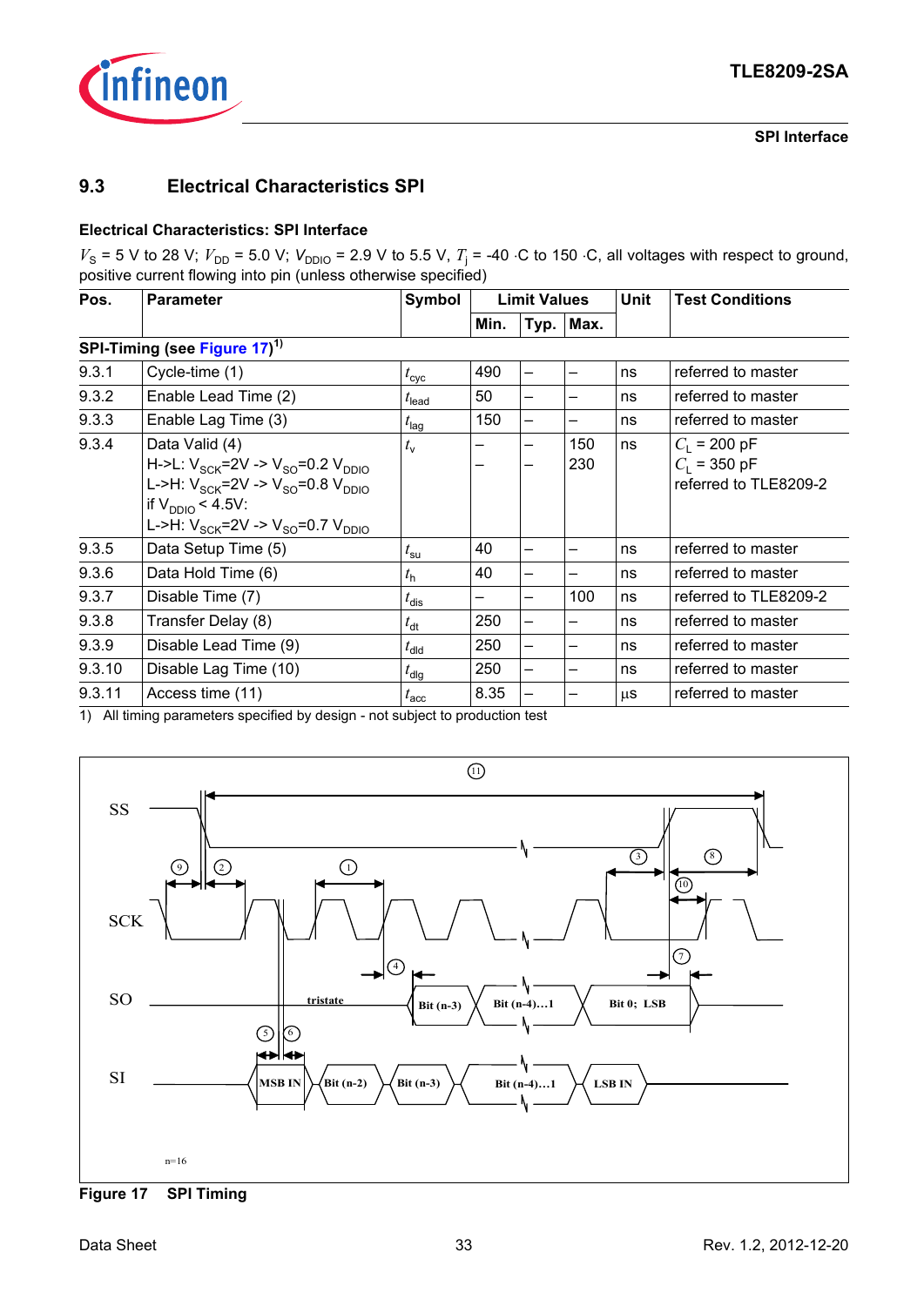## 9.3 Electrical Characteristics SPI

**Electrical Characteristics: SPI Interface**

$V_S$ = 5 V to 28 V; $V_{DD}$ = 5.0 V; $V_{DDIO}$ = 2.9 V to 5.5 V, $T_j$ = -40 ·C to 150 ·C, all voltages with respect to ground, positive current flowing into pin (unless otherwise specified)

| Pos. | Parameter | Symbol | Limit Values | | | Unit | Test Conditions |
|---|---|---|---|---|---|---|---|
| | | | Min. | Typ. | Max. | | |
| **SPI-Timing (see Figure 17)**[1] | | | | | | | |
| 9.3.1 | Cycle-time (1) | $t_{cyc}$ | 490 | – | – | ns | referred to master |
| 9.3.2 | Enable Lead Time (2) | $t_{lead}$ | 50 | – | – | ns | referred to master |
| 9.3.3 | Enable Lag Time (3) | $t_{lag}$ | 150 | – | – | ns | referred to master |
| 9.3.4 | Data Valid (4)<br>H->L: $V_{SCK}$=2V -> $V_{SO}$=0.2 $V_{DDIO}$<br>L->H: $V_{SCK}$=2V -> $V_{SO}$=0.8 $V_{DDIO}$<br>if $V_{DDIO}$ < 4.5V:<br>L->H: $V_{SCK}$=2V -> $V_{SO}$=0.7 $V_{DDIO}$ | $t_v$ | –<br>– | –<br>– | 150<br>230 | ns | $C_L$ = 200 pF<br>$C_L$ = 350 pF<br>referred to TLE8209-2 |
| 9.3.5 | Data Setup Time (5) | $t_{su}$ | 40 | – | – | ns | referred to master |
| 9.3.6 | Data Hold Time (6) | $t_h$ | 40 | – | – | ns | referred to master |
| 9.3.7 | Disable Time (7) | $t_{dis}$ | – | – | 100 | ns | referred to TLE8209-2 |
| 9.3.8 | Transfer Delay (8) | $t_{dt}$ | 250 | – | – | ns | referred to master |
| 9.3.9 | Disable Lead Time (9) | $t_{dld}$ | 250 | – | – | ns | referred to master |
| 9.3.10 | Disable Lag Time (10) | $t_{dlg}$ | 250 | – | – | ns | referred to master |
| 9.3.11 | Access time (11) | $t_{acc}$ | 8.35 | – | – | µs | referred to master |

1) All timing parameters specified by design - not subject to production test

Figure 17 SPI Timing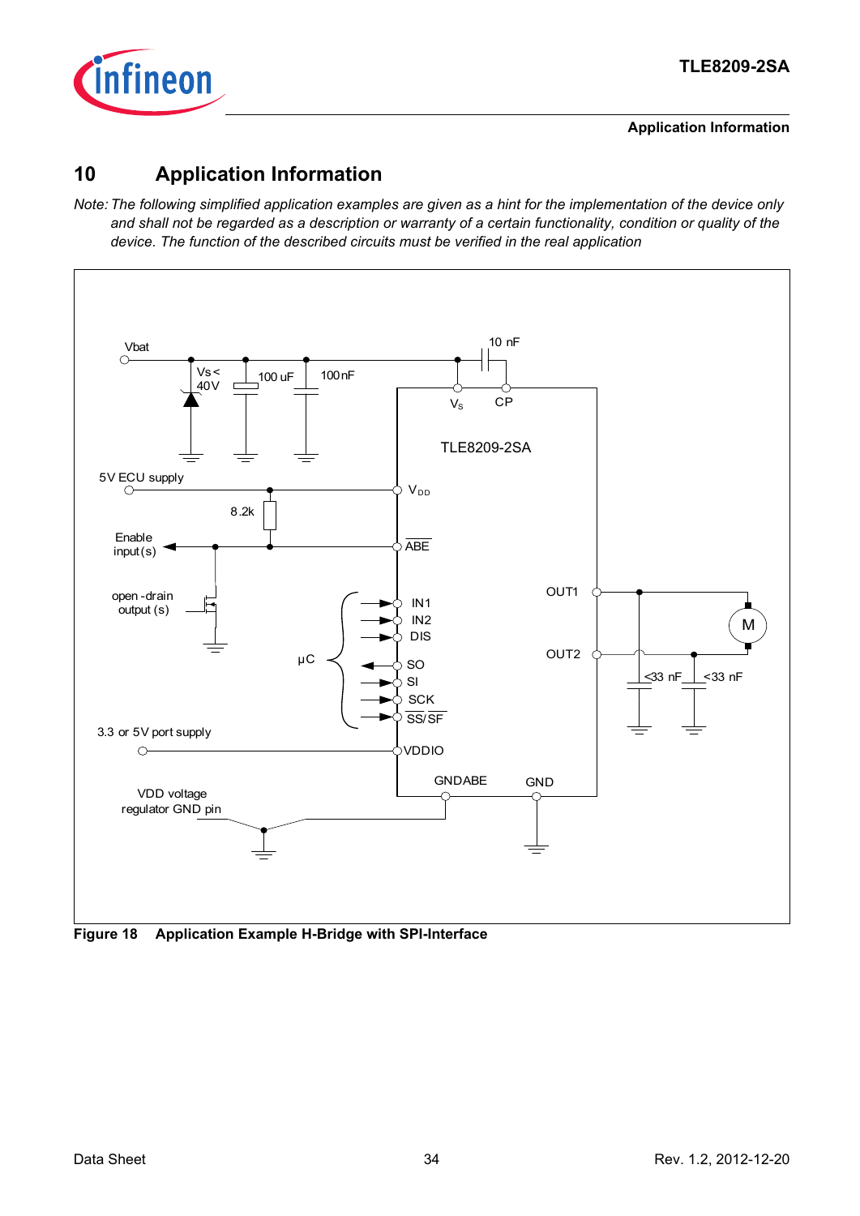# 10 Application Information

*Note: The following simplified application examples are given as a hint for the implementation of the device only and shall not be regarded as a description or warranty of a certain functionality, condition or quality of the device. The function of the described circuits must be verified in the real application*

**Figure 18 Application Example H-Bridge with SPI-Interface**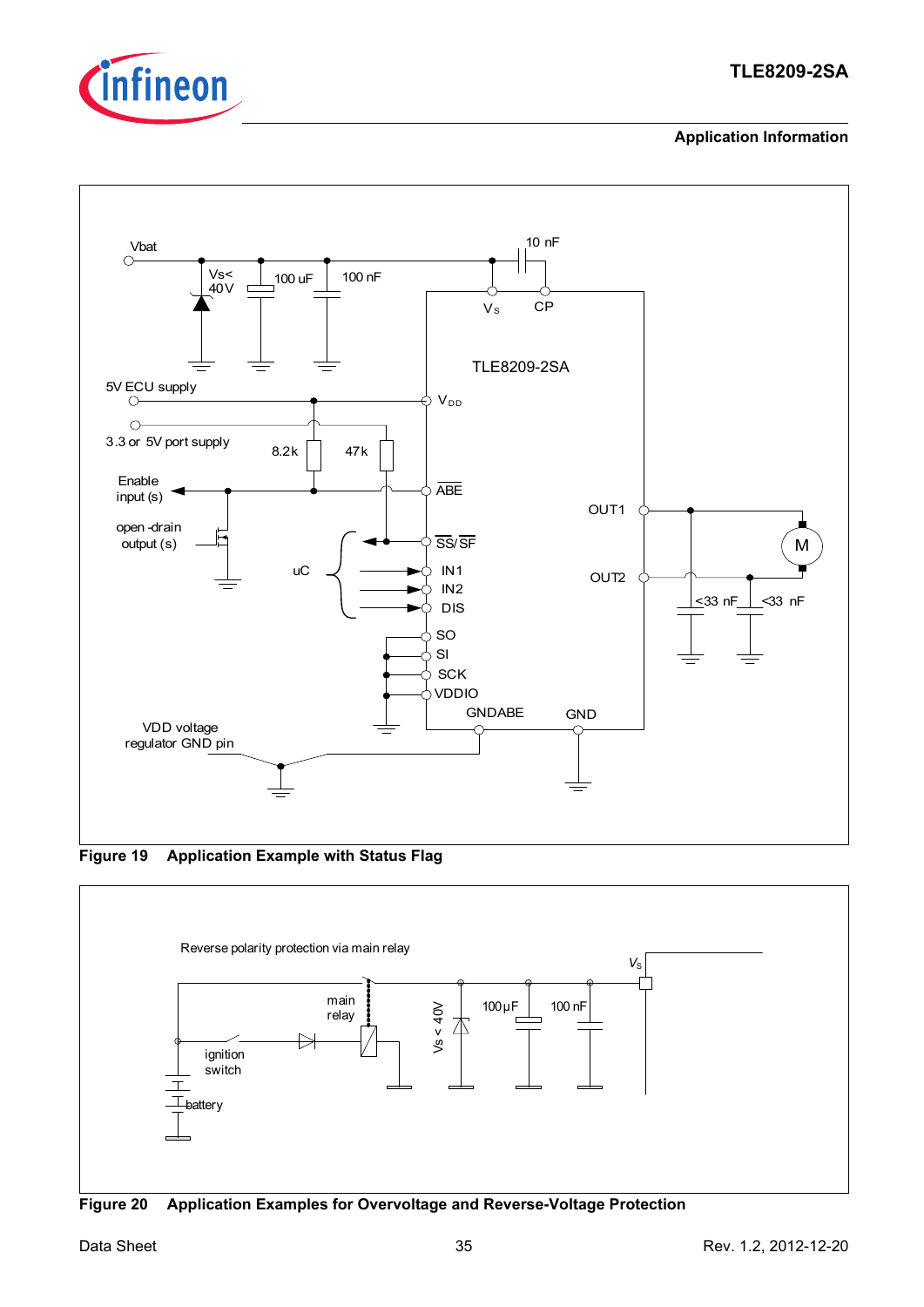Figure 19 Application Example with Status Flag

Figure 20 Application Examples for Overvoltage and Reverse-Voltage Protection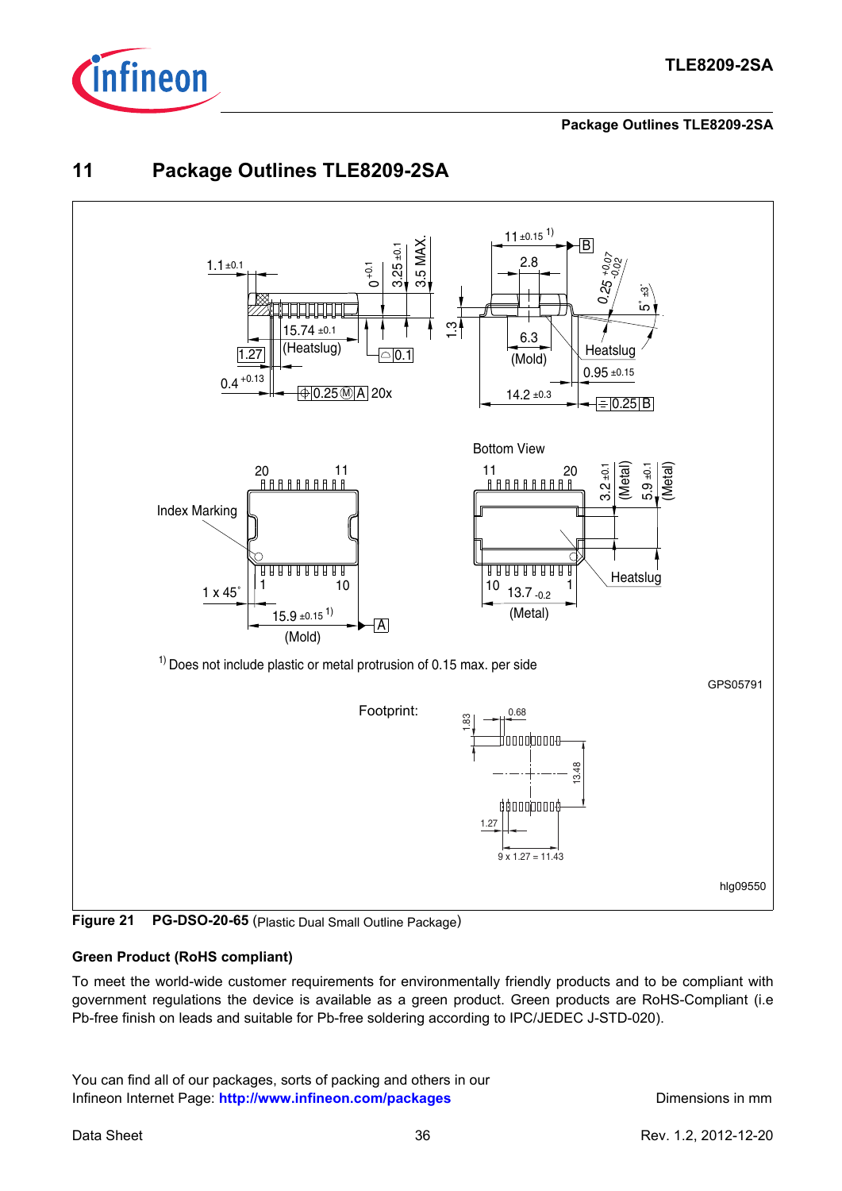# 11 Package Outlines TLE8209-2SA

Figure 21 **PG-DSO-20-65** (Plastic Dual Small Outline Package)

**Green Product (RoHS compliant)**

To meet the world-wide customer requirements for environmentally friendly products and to be compliant with government regulations the device is available as a green product. Green products are RoHS-Compliant (i.e Pb-free finish on leads and suitable for Pb-free soldering according to IPC/JEDEC J-STD-020).

You can find all of our packages, sorts of packing and others in our Infineon Internet Page: **http://www.infineon.com/packages**

Dimensions in mm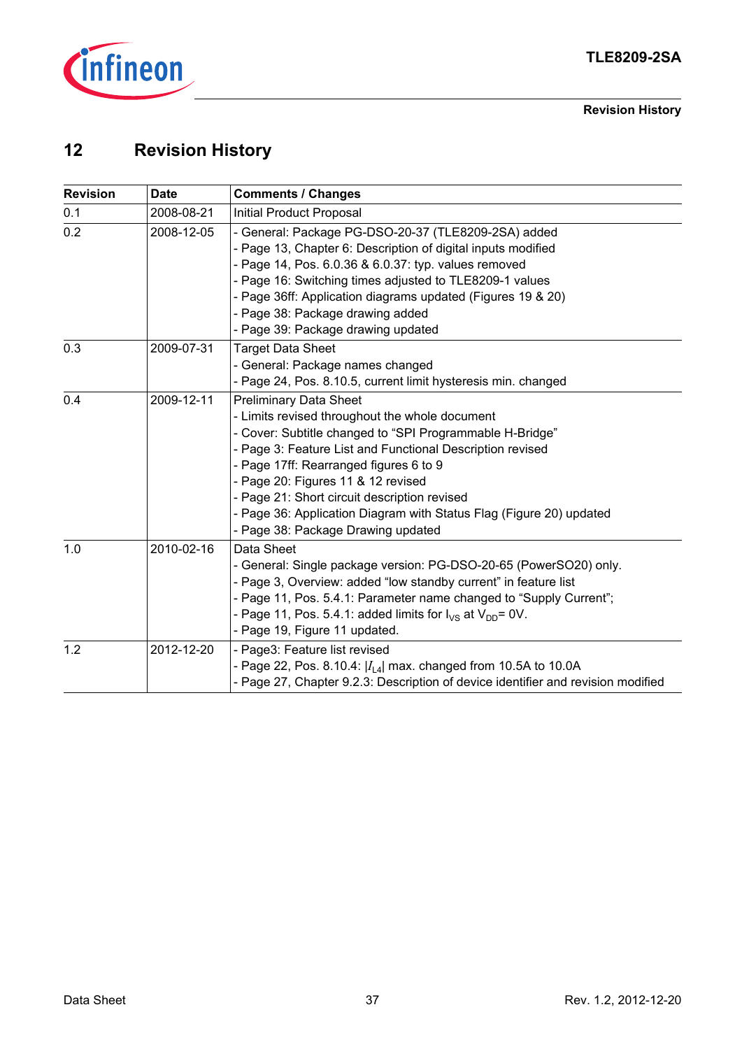# 12 Revision History

| Revision | Date | Comments / Changes |
|---|---|---|
| 0.1 | 2008-08-21 | Initial Product Proposal |
| 0.2 | 2008-12-05 | - General: Package PG-DSO-20-37 (TLE8209-2SA) added<br>- Page 13, Chapter 6: Description of digital inputs modified<br>- Page 14, Pos. 6.0.36 & 6.0.37: typ. values removed<br>- Page 16: Switching times adjusted to TLE8209-1 values<br>- Page 36ff: Application diagrams updated (Figures 19 & 20)<br>- Page 38: Package drawing added<br>- Page 39: Package drawing updated |
| 0.3 | 2009-07-31 | Target Data Sheet<br>- General: Package names changed<br>- Page 24, Pos. 8.10.5, current limit hysteresis min. changed |
| 0.4 | 2009-12-11 | Preliminary Data Sheet<br>- Limits revised throughout the whole document<br>- Cover: Subtitle changed to “SPI Programmable H-Bridge”<br>- Page 3: Feature List and Functional Description revised<br>- Page 17ff: Rearranged figures 6 to 9<br>- Page 20: Figures 11 & 12 revised<br>- Page 21: Short circuit description revised<br>- Page 36: Application Diagram with Status Flag (Figure 20) updated<br>- Page 38: Package Drawing updated |
| 1.0 | 2010-02-16 | Data Sheet<br>- General: Single package version: PG-DSO-20-65 (PowerSO20) only.<br>- Page 3, Overview: added “low standby current” in feature list<br>- Page 11, Pos. 5.4.1: Parameter name changed to “Supply Current”;<br>- Page 11, Pos. 5.4.1: added limits for $I_{VS}$ at $V_{DD}$= 0V.<br>- Page 19, Figure 11 updated. |
| 1.2 | 2012-12-20 | - Page3: Feature list revised<br>- Page 22, Pos. 8.10.4: $\|I_{L4}\|$ max. changed from 10.5A to 10.0A<br>- Page 27, Chapter 9.2.3: Description of device identifier and revision modified |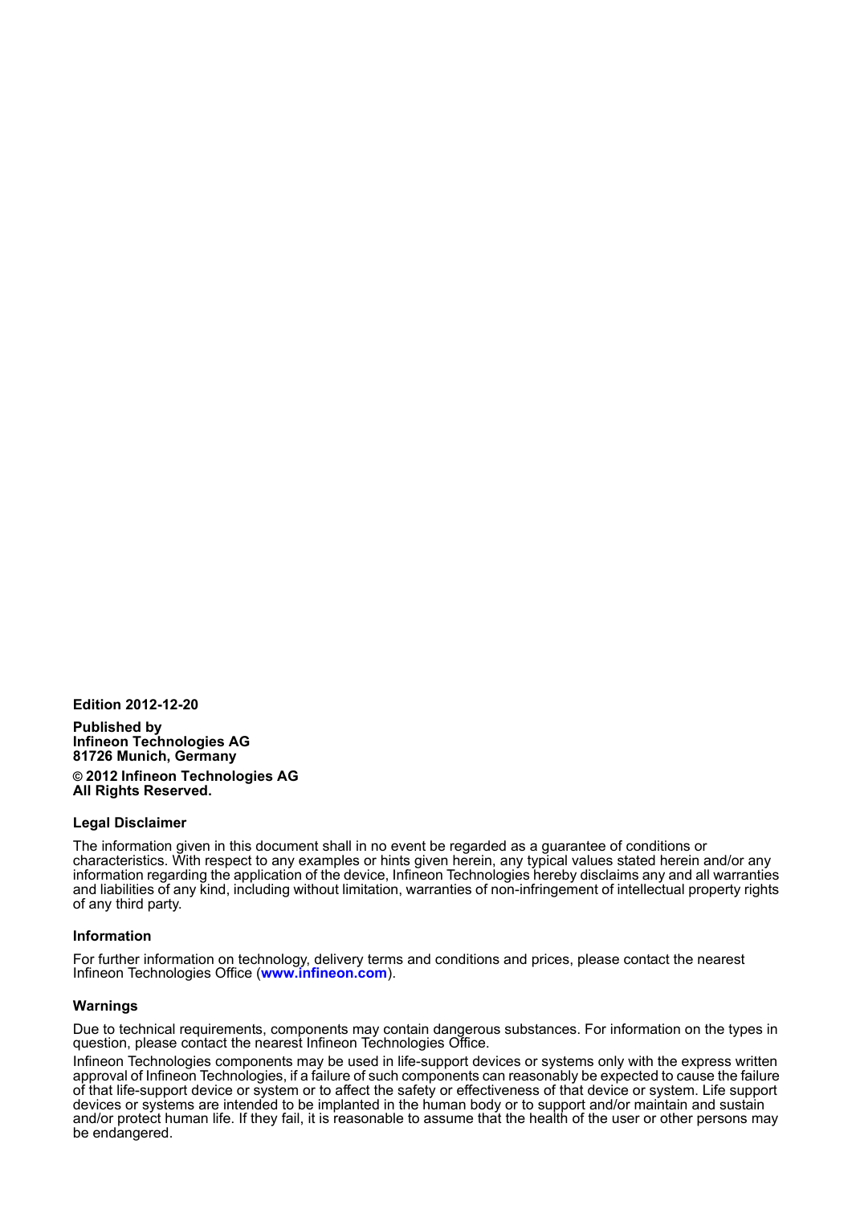**Edition 2012-12-20**

**Published by**
**Infineon Technologies AG**
**81726 Munich, Germany**

**© 2012 Infineon Technologies AG**
**All Rights Reserved.**

**Legal Disclaimer**

The information given in this document shall in no event be regarded as a guarantee of conditions or characteristics. With respect to any examples or hints given herein, any typical values stated herein and/or any information regarding the application of the device, Infineon Technologies hereby disclaims any and all warranties and liabilities of any kind, including without limitation, warranties of non-infringement of intellectual property rights of any third party.

**Information**

For further information on technology, delivery terms and conditions and prices, please contact the nearest Infineon Technologies Office (**www.infineon.com**).

**Warnings**

Due to technical requirements, components may contain dangerous substances. For information on the types in question, please contact the nearest Infineon Technologies Office.

Infineon Technologies components may be used in life-support devices or systems only with the express written approval of Infineon Technologies, if a failure of such components can reasonably be expected to cause the failure of that life-support device or system or to affect the safety or effectiveness of that device or system. Life support devices or systems are intended to be implanted in the human body or to support and/or maintain and sustain and/or protect human life. If they fail, it is reasonable to assume that the health of the user or other persons may be endangered.